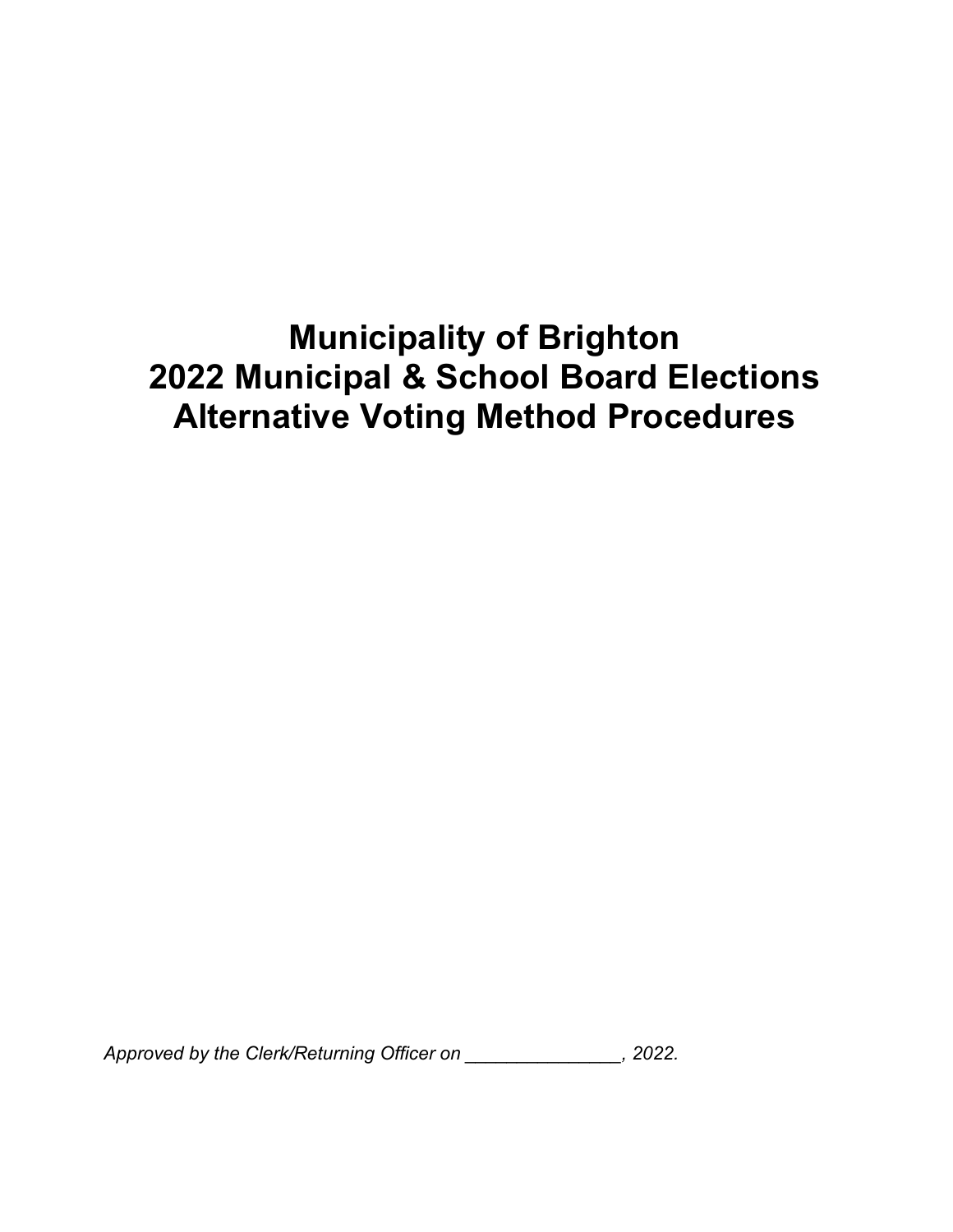# Municipality of Brighton
# 2022 Municipal & School Board Elections
# Alternative Voting Method Procedures

*Approved by the Clerk/Returning Officer on _______________, 2022.*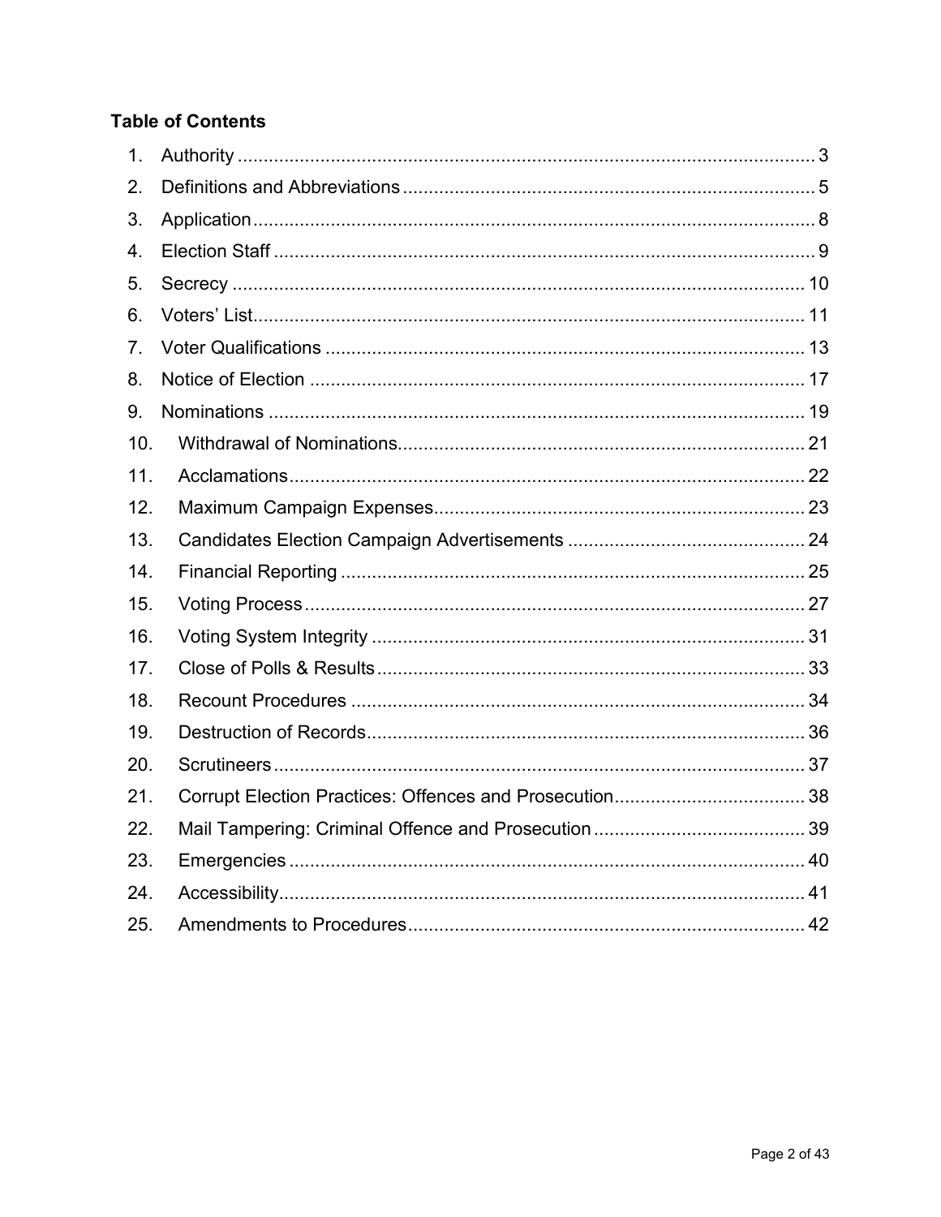**Table of Contents**

1. Authority ............................................................ 3
2. Definitions and Abbreviations ............................................................ 5
3. Application ............................................................ 8
4. Election Staff ............................................................ 9
5. Secrecy ............................................................ 10
6. Voters' List ............................................................ 11
7. Voter Qualifications ............................................................ 13
8. Notice of Election ............................................................ 17
9. Nominations ............................................................ 19
10. Withdrawal of Nominations ............................................................ 21
11. Acclamations ............................................................ 22
12. Maximum Campaign Expenses ............................................................ 23
13. Candidates Election Campaign Advertisements ............................................................ 24
14. Financial Reporting ............................................................ 25
15. Voting Process ............................................................ 27
16. Voting System Integrity ............................................................ 31
17. Close of Polls & Results ............................................................ 33
18. Recount Procedures ............................................................ 34
19. Destruction of Records ............................................................ 36
20. Scrutineers ............................................................ 37
21. Corrupt Election Practices: Offences and Prosecution ............................................................ 38
22. Mail Tampering: Criminal Offence and Prosecution ............................................................ 39
23. Emergencies ............................................................ 40
24. Accessibility ............................................................ 41
25. Amendments to Procedures ............................................................ 42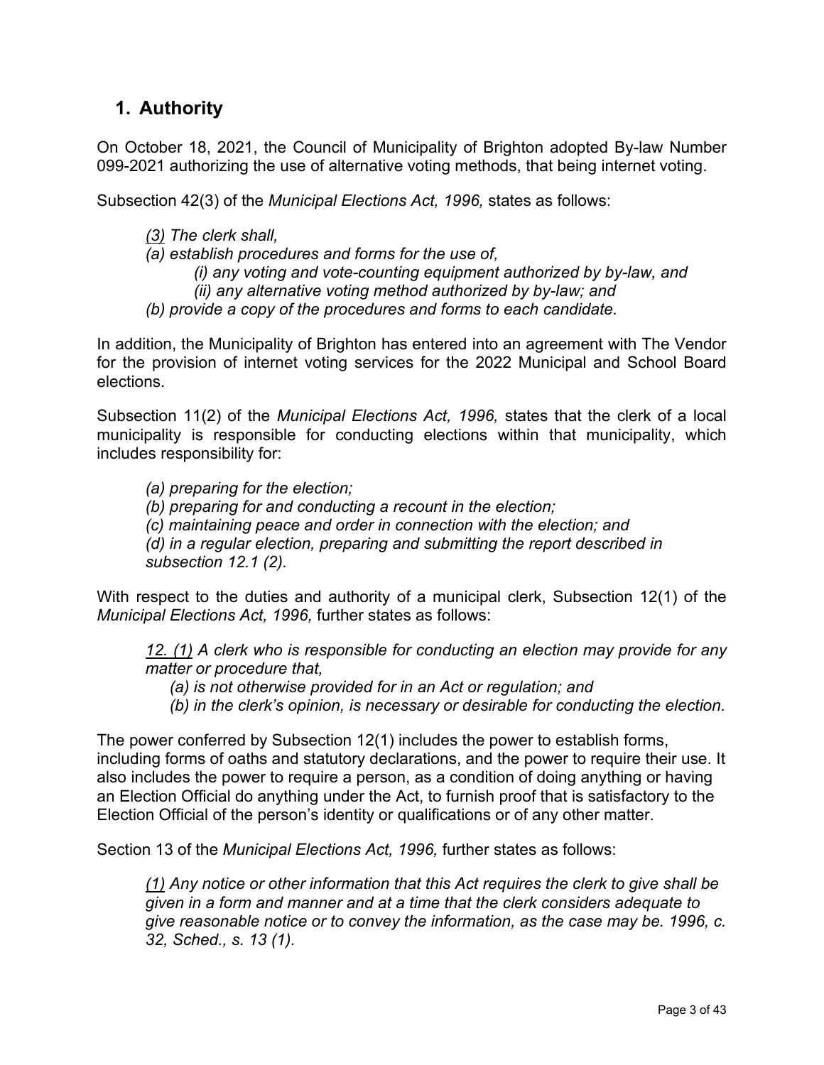## 1. Authority

On October 18, 2021, the Council of Municipality of Brighton adopted By-law Number 099-2021 authorizing the use of alternative voting methods, that being internet voting.

Subsection 42(3) of the *Municipal Elections Act, 1996,* states as follows:

> *(3) The clerk shall,*
> *(a) establish procedures and forms for the use of,*
> *(i) any voting and vote-counting equipment authorized by by-law, and*
> *(ii) any alternative voting method authorized by by-law; and*
> *(b) provide a copy of the procedures and forms to each candidate.*

In addition, the Municipality of Brighton has entered into an agreement with The Vendor for the provision of internet voting services for the 2022 Municipal and School Board elections.

Subsection 11(2) of the *Municipal Elections Act, 1996,* states that the clerk of a local municipality is responsible for conducting elections within that municipality, which includes responsibility for:

> *(a) preparing for the election;*
> *(b) preparing for and conducting a recount in the election;*
> *(c) maintaining peace and order in connection with the election; and*
> *(d) in a regular election, preparing and submitting the report described in subsection 12.1 (2).*

With respect to the duties and authority of a municipal clerk, Subsection 12(1) of the *Municipal Elections Act, 1996,* further states as follows:

> *12. (1) A clerk who is responsible for conducting an election may provide for any matter or procedure that,*
> *(a) is not otherwise provided for in an Act or regulation; and*
> *(b) in the clerk's opinion, is necessary or desirable for conducting the election.*

The power conferred by Subsection 12(1) includes the power to establish forms, including forms of oaths and statutory declarations, and the power to require their use. It also includes the power to require a person, as a condition of doing anything or having an Election Official do anything under the Act, to furnish proof that is satisfactory to the Election Official of the person's identity or qualifications or of any other matter.

Section 13 of the *Municipal Elections Act, 1996,* further states as follows:

> *(1) Any notice or other information that this Act requires the clerk to give shall be given in a form and manner and at a time that the clerk considers adequate to give reasonable notice or to convey the information, as the case may be. 1996, c. 32, Sched., s. 13 (1).*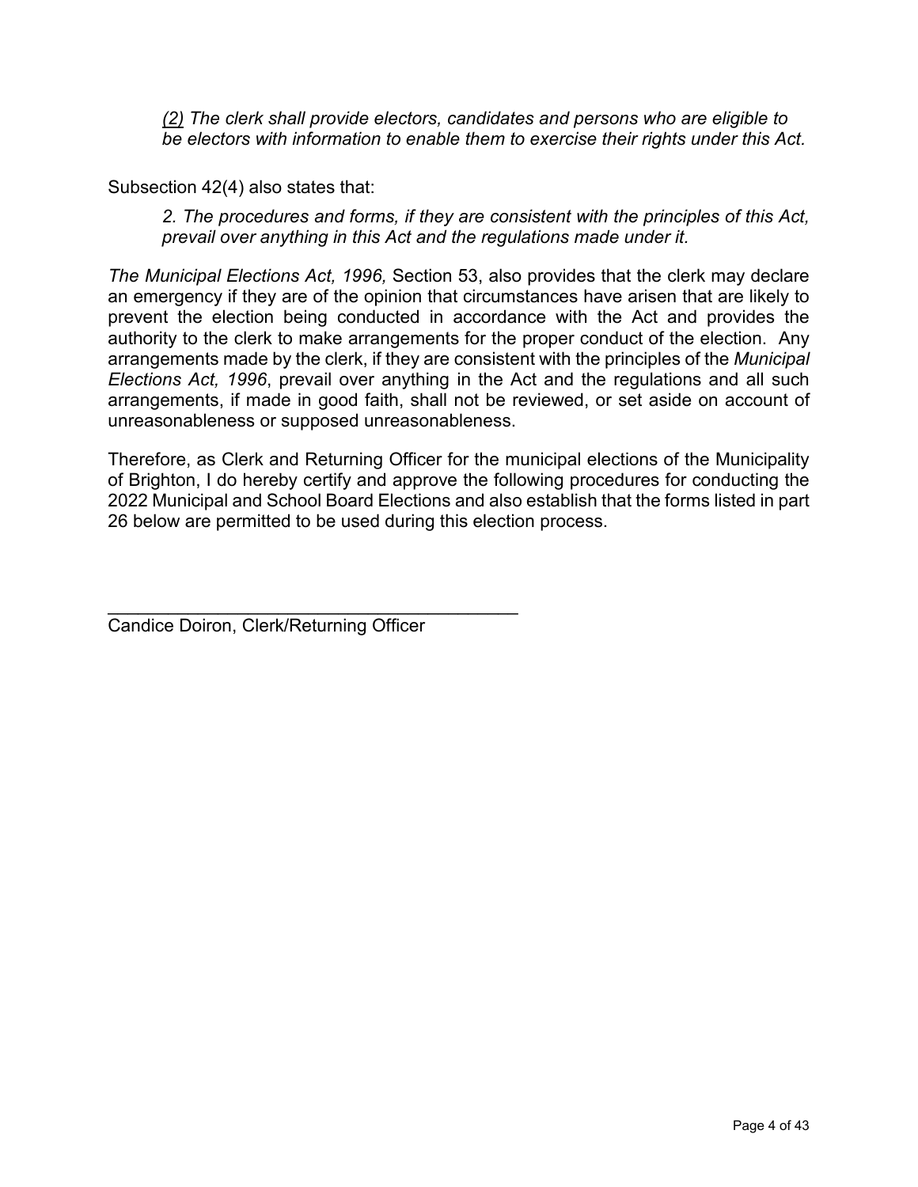*(2) The clerk shall provide electors, candidates and persons who are eligible to be electors with information to enable them to exercise their rights under this Act.*

Subsection 42(4) also states that:

*2. The procedures and forms, if they are consistent with the principles of this Act, prevail over anything in this Act and the regulations made under it.*

*The Municipal Elections Act, 1996,* Section 53, also provides that the clerk may declare an emergency if they are of the opinion that circumstances have arisen that are likely to prevent the election being conducted in accordance with the Act and provides the authority to the clerk to make arrangements for the proper conduct of the election. Any arrangements made by the clerk, if they are consistent with the principles of the *Municipal Elections Act, 1996*, prevail over anything in the Act and the regulations and all such arrangements, if made in good faith, shall not be reviewed, or set aside on account of unreasonableness or supposed unreasonableness.

Therefore, as Clerk and Returning Officer for the municipal elections of the Municipality of Brighton, I do hereby certify and approve the following procedures for conducting the 2022 Municipal and School Board Elections and also establish that the forms listed in part 26 below are permitted to be used during this election process.

\_\_\_\_\_\_\_\_\_\_\_\_\_\_\_\_\_\_\_\_\_\_\_\_\_\_\_\_\_\_\_\_\_\_\_\_\_\_\_\_\_

Candice Doiron, Clerk/Returning Officer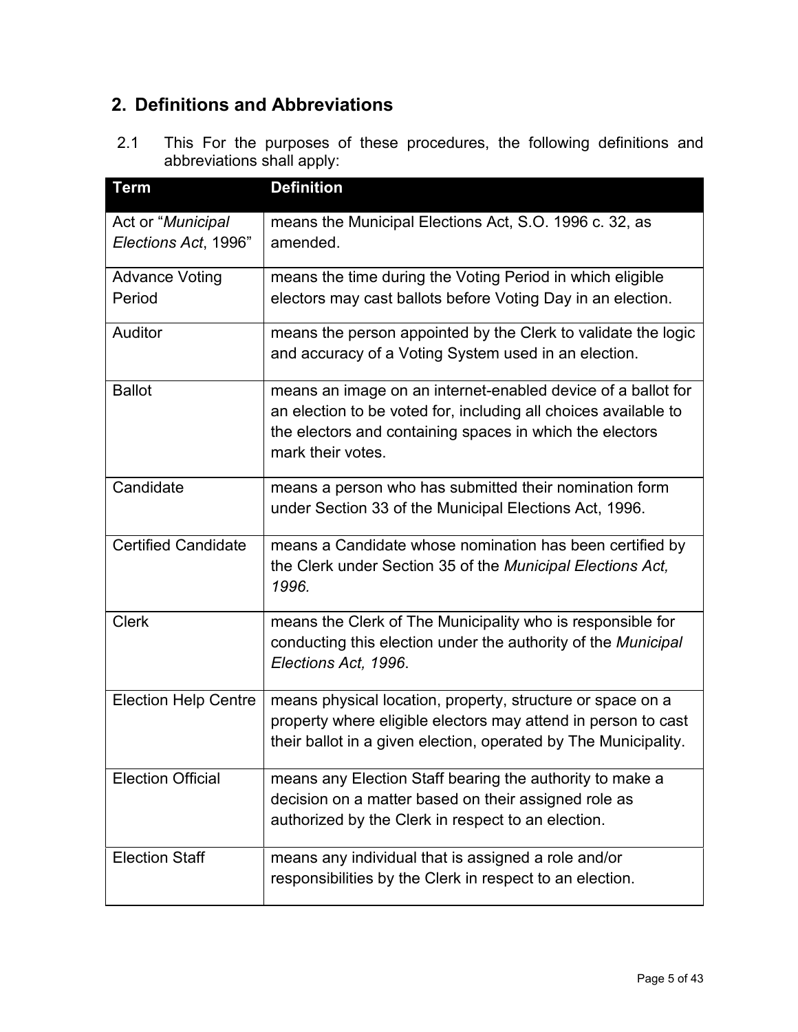## 2. Definitions and Abbreviations

2.1 This For the purposes of these procedures, the following definitions and abbreviations shall apply:

| Term | Definition |
|---|---|
| Act or "*Municipal Elections Act*, 1996" | means the Municipal Elections Act, S.O. 1996 c. 32, as amended. |
| Advance Voting Period | means the time during the Voting Period in which eligible electors may cast ballots before Voting Day in an election. |
| Auditor | means the person appointed by the Clerk to validate the logic and accuracy of a Voting System used in an election. |
| Ballot | means an image on an internet-enabled device of a ballot for an election to be voted for, including all choices available to the electors and containing spaces in which the electors mark their votes. |
| Candidate | means a person who has submitted their nomination form under Section 33 of the Municipal Elections Act, 1996. |
| Certified Candidate | means a Candidate whose nomination has been certified by the Clerk under Section 35 of the *Municipal Elections Act, 1996.* |
| Clerk | means the Clerk of The Municipality who is responsible for conducting this election under the authority of the *Municipal Elections Act, 1996*. |
| Election Help Centre | means physical location, property, structure or space on a property where eligible electors may attend in person to cast their ballot in a given election, operated by The Municipality. |
| Election Official | means any Election Staff bearing the authority to make a decision on a matter based on their assigned role as authorized by the Clerk in respect to an election. |
| Election Staff | means any individual that is assigned a role and/or responsibilities by the Clerk in respect to an election. |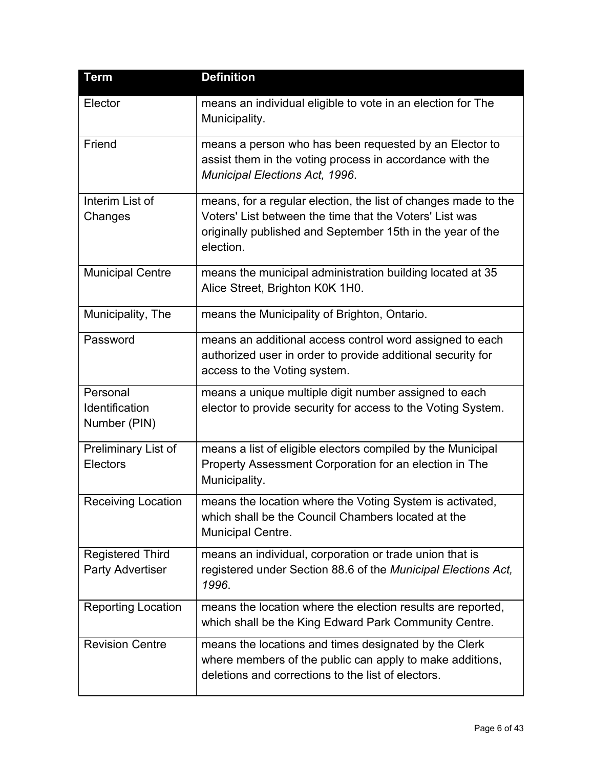| Term | Definition |
| --- | --- |
| Elector | means an individual eligible to vote in an election for The Municipality. |
| Friend | means a person who has been requested by an Elector to assist them in the voting process in accordance with the *Municipal Elections Act, 1996*. |
| Interim List of Changes | means, for a regular election, the list of changes made to the Voters' List between the time that the Voters' List was originally published and September 15th in the year of the election. |
| Municipal Centre | means the municipal administration building located at 35 Alice Street, Brighton K0K 1H0. |
| Municipality, The | means the Municipality of Brighton, Ontario. |
| Password | means an additional access control word assigned to each authorized user in order to provide additional security for access to the Voting system. |
| Personal Identification Number (PIN) | means a unique multiple digit number assigned to each elector to provide security for access to the Voting System. |
| Preliminary List of Electors | means a list of eligible electors compiled by the Municipal Property Assessment Corporation for an election in The Municipality. |
| Receiving Location | means the location where the Voting System is activated, which shall be the Council Chambers located at the Municipal Centre. |
| Registered Third Party Advertiser | means an individual, corporation or trade union that is registered under Section 88.6 of the *Municipal Elections Act, 1996*. |
| Reporting Location | means the location where the election results are reported, which shall be the King Edward Park Community Centre. |
| Revision Centre | means the locations and times designated by the Clerk where members of the public can apply to make additions, deletions and corrections to the list of electors. |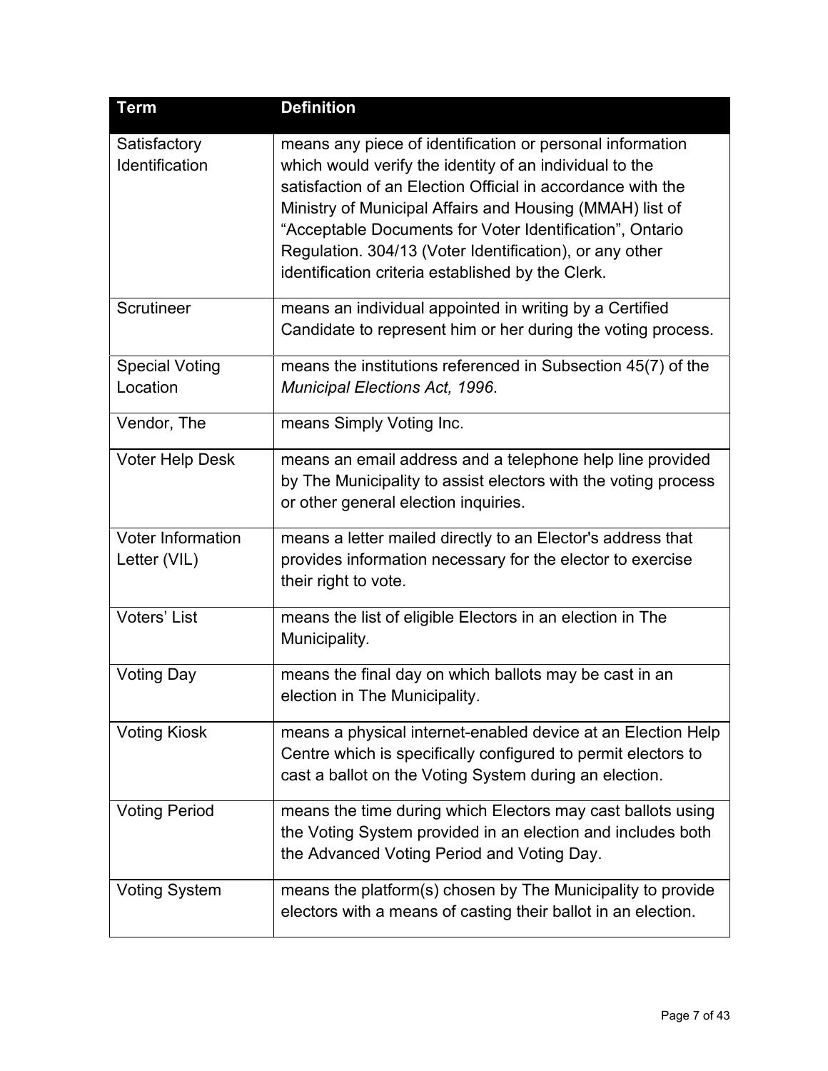| Term | Definition |
| --- | --- |
| Satisfactory Identification | means any piece of identification or personal information which would verify the identity of an individual to the satisfaction of an Election Official in accordance with the Ministry of Municipal Affairs and Housing (MMAH) list of “Acceptable Documents for Voter Identification”, Ontario Regulation. 304/13 (Voter Identification), or any other identification criteria established by the Clerk. |
| Scrutineer | means an individual appointed in writing by a Certified Candidate to represent him or her during the voting process. |
| Special Voting Location | means the institutions referenced in Subsection 45(7) of the *Municipal Elections Act, 1996*. |
| Vendor, The | means Simply Voting Inc. |
| Voter Help Desk | means an email address and a telephone help line provided by The Municipality to assist electors with the voting process or other general election inquiries. |
| Voter Information Letter (VIL) | means a letter mailed directly to an Elector's address that provides information necessary for the elector to exercise their right to vote. |
| Voters’ List | means the list of eligible Electors in an election in The Municipality. |
| Voting Day | means the final day on which ballots may be cast in an election in The Municipality. |
| Voting Kiosk | means a physical internet-enabled device at an Election Help Centre which is specifically configured to permit electors to cast a ballot on the Voting System during an election. |
| Voting Period | means the time during which Electors may cast ballots using the Voting System provided in an election and includes both the Advanced Voting Period and Voting Day. |
| Voting System | means the platform(s) chosen by The Municipality to provide electors with a means of casting their ballot in an election. |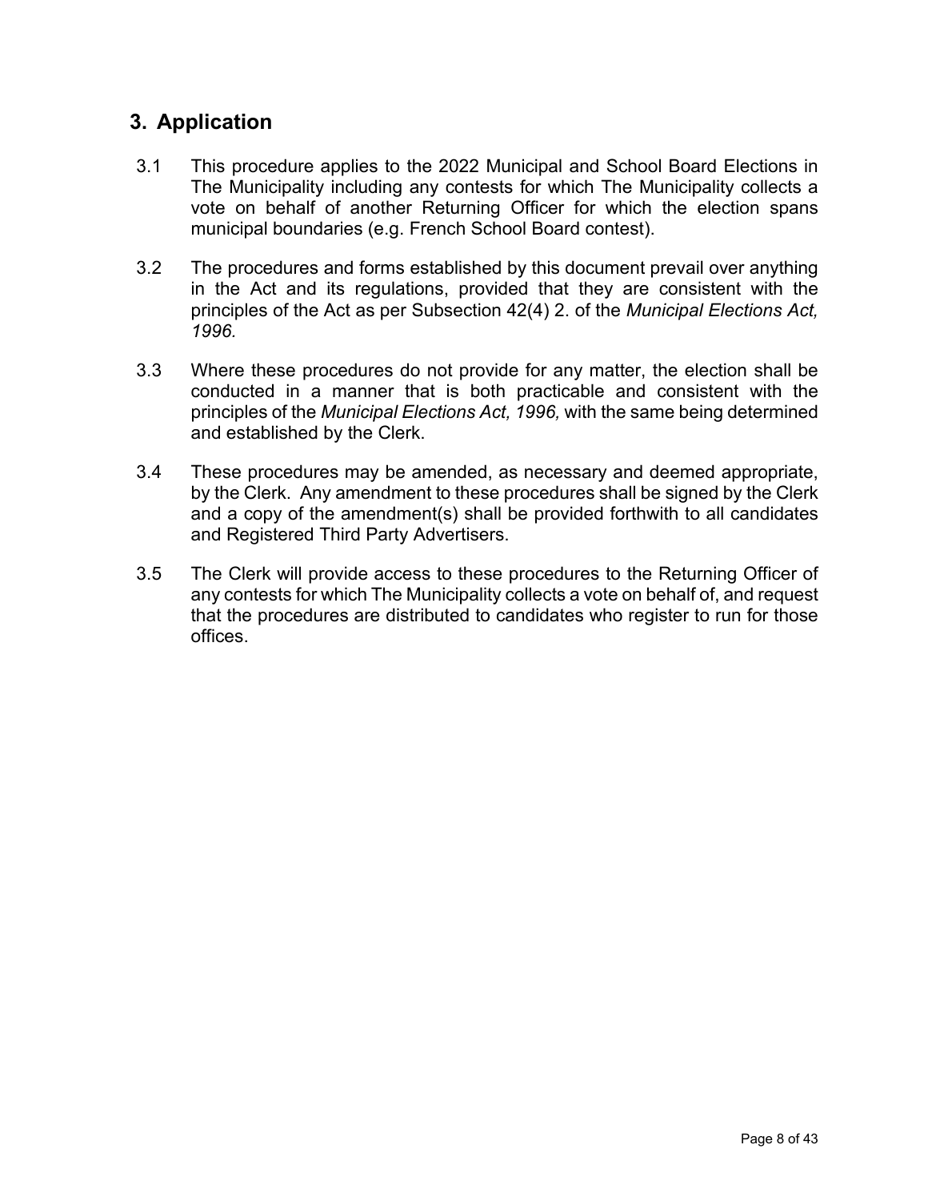## 3. Application

3.1 This procedure applies to the 2022 Municipal and School Board Elections in The Municipality including any contests for which The Municipality collects a vote on behalf of another Returning Officer for which the election spans municipal boundaries (e.g. French School Board contest).

3.2 The procedures and forms established by this document prevail over anything in the Act and its regulations, provided that they are consistent with the principles of the Act as per Subsection 42(4) 2. of the *Municipal Elections Act, 1996.*

3.3 Where these procedures do not provide for any matter, the election shall be conducted in a manner that is both practicable and consistent with the principles of the *Municipal Elections Act, 1996,* with the same being determined and established by the Clerk.

3.4 These procedures may be amended, as necessary and deemed appropriate, by the Clerk. Any amendment to these procedures shall be signed by the Clerk and a copy of the amendment(s) shall be provided forthwith to all candidates and Registered Third Party Advertisers.

3.5 The Clerk will provide access to these procedures to the Returning Officer of any contests for which The Municipality collects a vote on behalf of, and request that the procedures are distributed to candidates who register to run for those offices.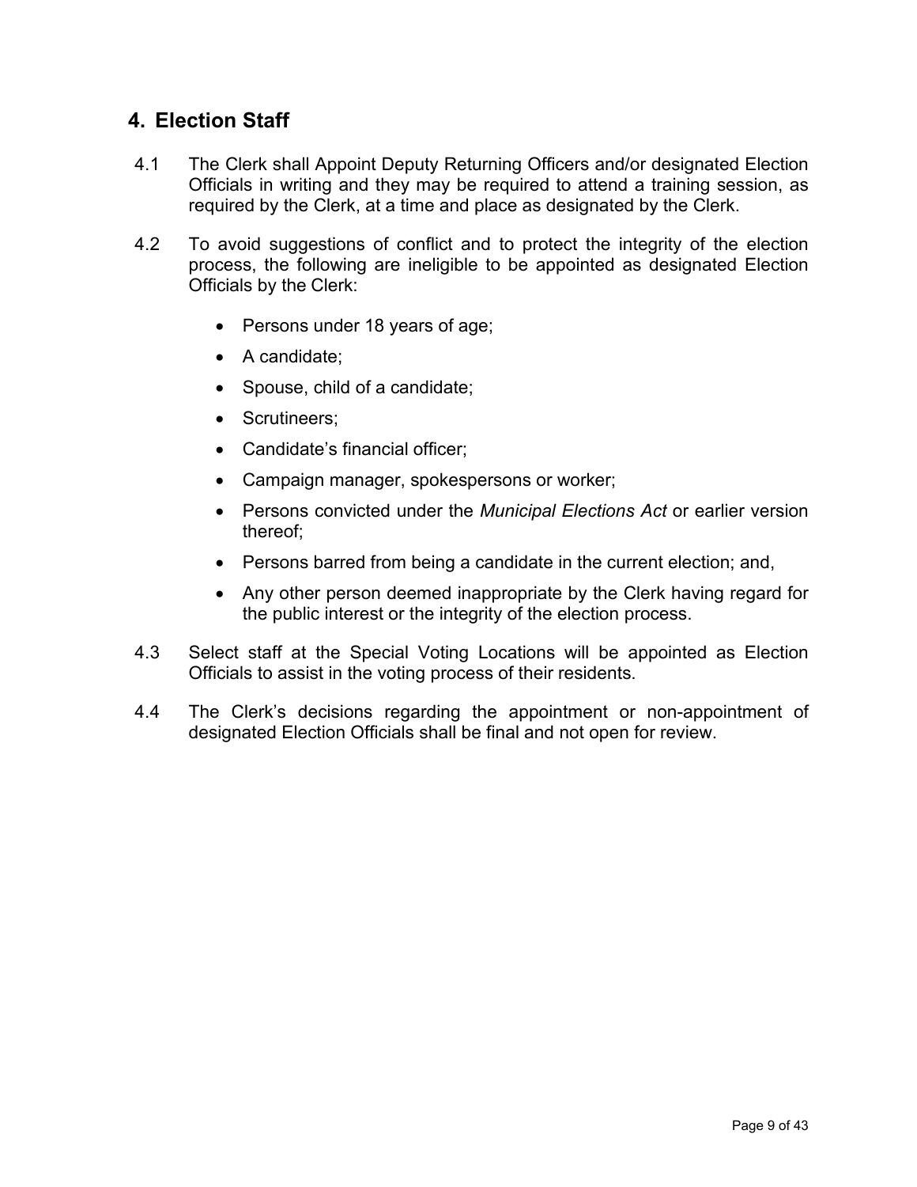## 4. Election Staff

4.1 The Clerk shall Appoint Deputy Returning Officers and/or designated Election Officials in writing and they may be required to attend a training session, as required by the Clerk, at a time and place as designated by the Clerk.

4.2 To avoid suggestions of conflict and to protect the integrity of the election process, the following are ineligible to be appointed as designated Election Officials by the Clerk:

- Persons under 18 years of age;
- A candidate;
- Spouse, child of a candidate;
- Scrutineers;
- Candidate's financial officer;
- Campaign manager, spokespersons or worker;
- Persons convicted under the *Municipal Elections Act* or earlier version thereof;
- Persons barred from being a candidate in the current election; and,
- Any other person deemed inappropriate by the Clerk having regard for the public interest or the integrity of the election process.

4.3 Select staff at the Special Voting Locations will be appointed as Election Officials to assist in the voting process of their residents.

4.4 The Clerk's decisions regarding the appointment or non-appointment of designated Election Officials shall be final and not open for review.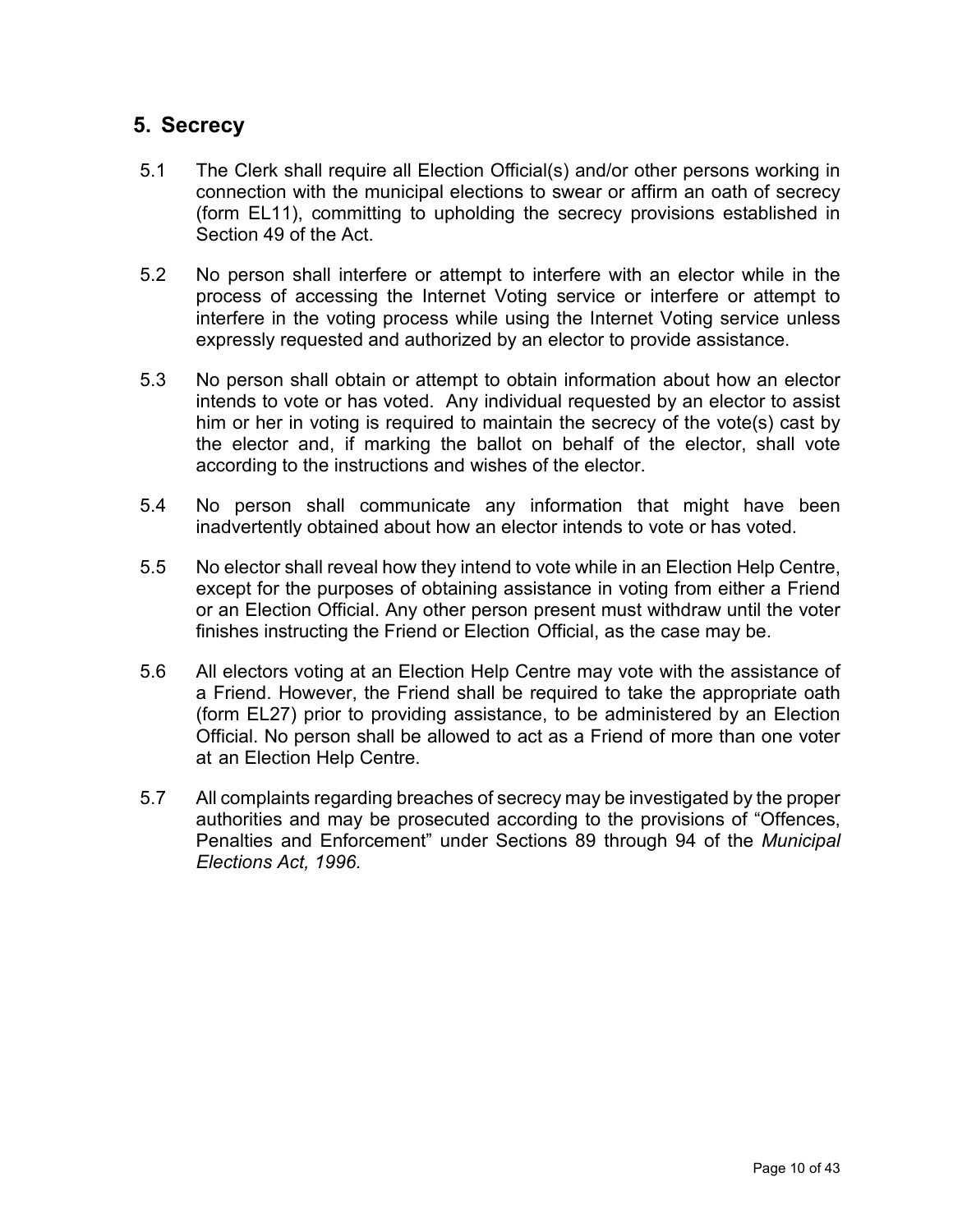## 5. Secrecy

5.1 The Clerk shall require all Election Official(s) and/or other persons working in connection with the municipal elections to swear or affirm an oath of secrecy (form EL11), committing to upholding the secrecy provisions established in Section 49 of the Act.

5.2 No person shall interfere or attempt to interfere with an elector while in the process of accessing the Internet Voting service or interfere or attempt to interfere in the voting process while using the Internet Voting service unless expressly requested and authorized by an elector to provide assistance.

5.3 No person shall obtain or attempt to obtain information about how an elector intends to vote or has voted. Any individual requested by an elector to assist him or her in voting is required to maintain the secrecy of the vote(s) cast by the elector and, if marking the ballot on behalf of the elector, shall vote according to the instructions and wishes of the elector.

5.4 No person shall communicate any information that might have been inadvertently obtained about how an elector intends to vote or has voted.

5.5 No elector shall reveal how they intend to vote while in an Election Help Centre, except for the purposes of obtaining assistance in voting from either a Friend or an Election Official. Any other person present must withdraw until the voter finishes instructing the Friend or Election Official, as the case may be.

5.6 All electors voting at an Election Help Centre may vote with the assistance of a Friend. However, the Friend shall be required to take the appropriate oath (form EL27) prior to providing assistance, to be administered by an Election Official. No person shall be allowed to act as a Friend of more than one voter at an Election Help Centre.

5.7 All complaints regarding breaches of secrecy may be investigated by the proper authorities and may be prosecuted according to the provisions of "Offences, Penalties and Enforcement" under Sections 89 through 94 of the *Municipal Elections Act, 1996.*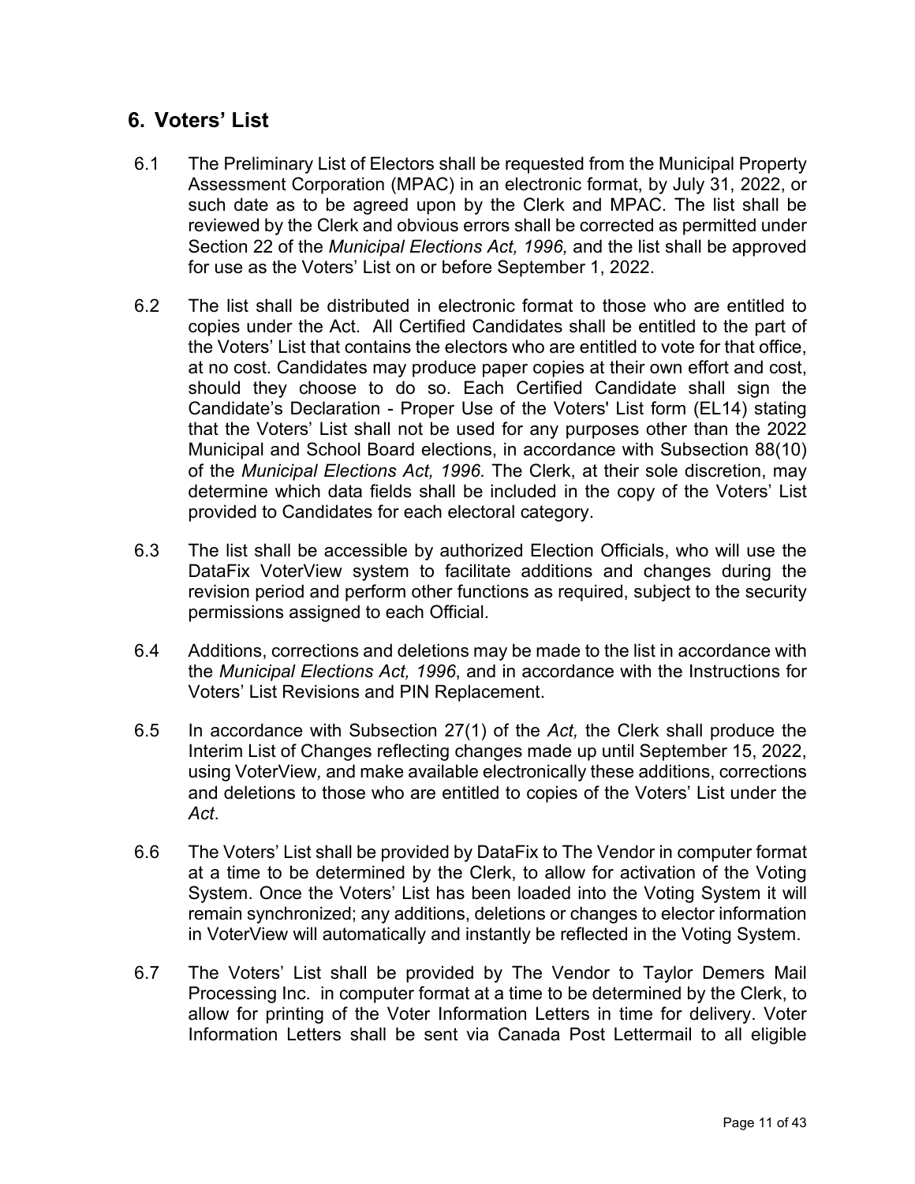## 6. Voters' List

6.1 The Preliminary List of Electors shall be requested from the Municipal Property Assessment Corporation (MPAC) in an electronic format, by July 31, 2022, or such date as to be agreed upon by the Clerk and MPAC. The list shall be reviewed by the Clerk and obvious errors shall be corrected as permitted under Section 22 of the *Municipal Elections Act, 1996,* and the list shall be approved for use as the Voters' List on or before September 1, 2022.

6.2 The list shall be distributed in electronic format to those who are entitled to copies under the Act. All Certified Candidates shall be entitled to the part of the Voters' List that contains the electors who are entitled to vote for that office, at no cost. Candidates may produce paper copies at their own effort and cost, should they choose to do so. Each Certified Candidate shall sign the Candidate's Declaration - Proper Use of the Voters' List form (EL14) stating that the Voters' List shall not be used for any purposes other than the 2022 Municipal and School Board elections, in accordance with Subsection 88(10) of the *Municipal Elections Act, 1996.* The Clerk, at their sole discretion, may determine which data fields shall be included in the copy of the Voters' List provided to Candidates for each electoral category.

6.3 The list shall be accessible by authorized Election Officials, who will use the DataFix VoterView system to facilitate additions and changes during the revision period and perform other functions as required, subject to the security permissions assigned to each Official.

6.4 Additions, corrections and deletions may be made to the list in accordance with the *Municipal Elections Act, 1996*, and in accordance with the Instructions for Voters' List Revisions and PIN Replacement.

6.5 In accordance with Subsection 27(1) of the *Act,* the Clerk shall produce the Interim List of Changes reflecting changes made up until September 15, 2022, using VoterView, and make available electronically these additions, corrections and deletions to those who are entitled to copies of the Voters' List under the *Act*.

6.6 The Voters' List shall be provided by DataFix to The Vendor in computer format at a time to be determined by the Clerk, to allow for activation of the Voting System. Once the Voters' List has been loaded into the Voting System it will remain synchronized; any additions, deletions or changes to elector information in VoterView will automatically and instantly be reflected in the Voting System.

6.7 The Voters' List shall be provided by The Vendor to Taylor Demers Mail Processing Inc. in computer format at a time to be determined by the Clerk, to allow for printing of the Voter Information Letters in time for delivery. Voter Information Letters shall be sent via Canada Post Lettermail to all eligible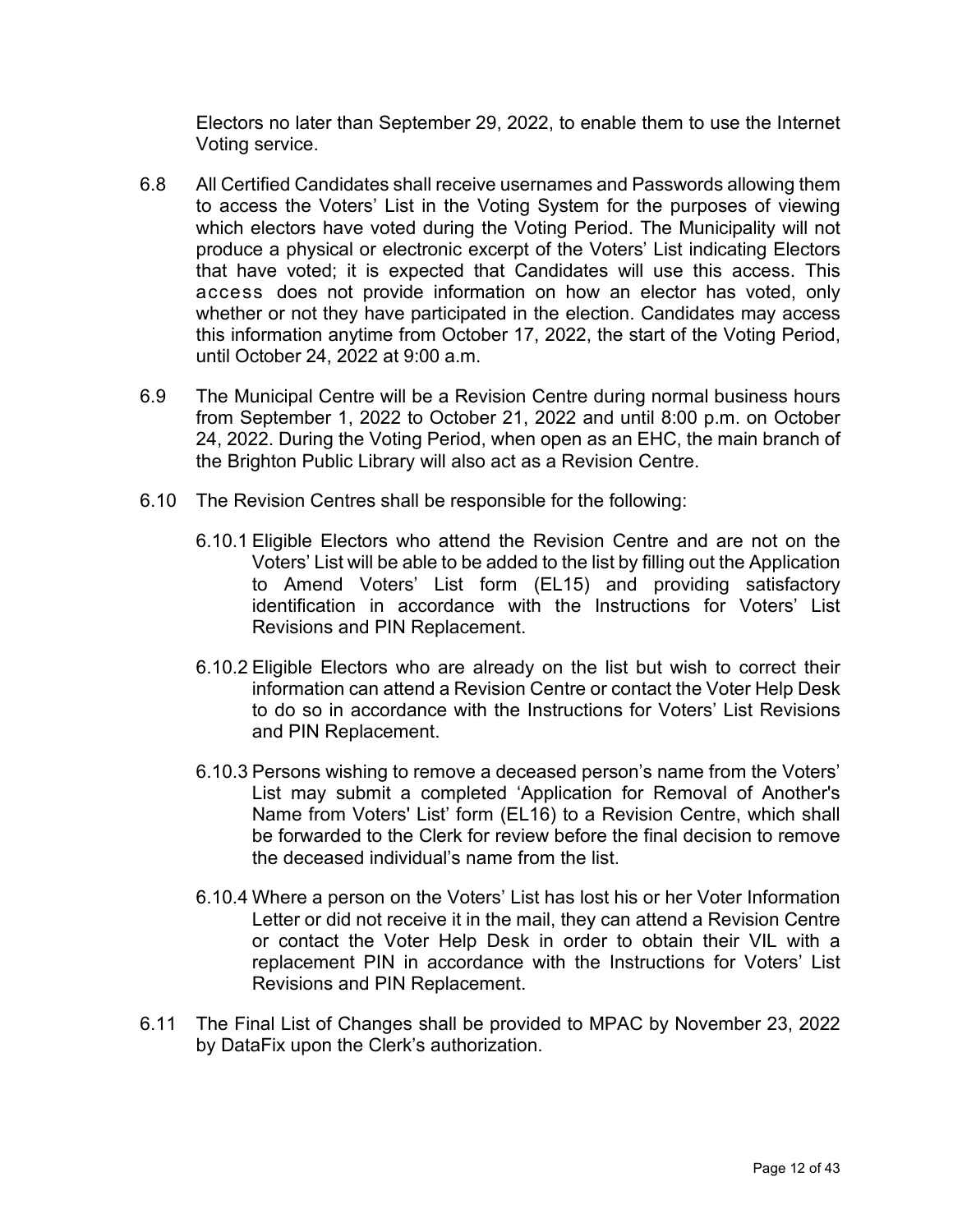Electors no later than September 29, 2022, to enable them to use the Internet Voting service.

6.8 All Certified Candidates shall receive usernames and Passwords allowing them to access the Voters' List in the Voting System for the purposes of viewing which electors have voted during the Voting Period. The Municipality will not produce a physical or electronic excerpt of the Voters' List indicating Electors that have voted; it is expected that Candidates will use this access. This access does not provide information on how an elector has voted, only whether or not they have participated in the election. Candidates may access this information anytime from October 17, 2022, the start of the Voting Period, until October 24, 2022 at 9:00 a.m.

6.9 The Municipal Centre will be a Revision Centre during normal business hours from September 1, 2022 to October 21, 2022 and until 8:00 p.m. on October 24, 2022. During the Voting Period, when open as an EHC, the main branch of the Brighton Public Library will also act as a Revision Centre.

6.10 The Revision Centres shall be responsible for the following:

6.10.1 Eligible Electors who attend the Revision Centre and are not on the Voters' List will be able to be added to the list by filling out the Application to Amend Voters' List form (EL15) and providing satisfactory identification in accordance with the Instructions for Voters' List Revisions and PIN Replacement.

6.10.2 Eligible Electors who are already on the list but wish to correct their information can attend a Revision Centre or contact the Voter Help Desk to do so in accordance with the Instructions for Voters' List Revisions and PIN Replacement.

6.10.3 Persons wishing to remove a deceased person's name from the Voters' List may submit a completed 'Application for Removal of Another's Name from Voters' List' form (EL16) to a Revision Centre, which shall be forwarded to the Clerk for review before the final decision to remove the deceased individual's name from the list.

6.10.4 Where a person on the Voters' List has lost his or her Voter Information Letter or did not receive it in the mail, they can attend a Revision Centre or contact the Voter Help Desk in order to obtain their VIL with a replacement PIN in accordance with the Instructions for Voters' List Revisions and PIN Replacement.

6.11 The Final List of Changes shall be provided to MPAC by November 23, 2022 by DataFix upon the Clerk's authorization.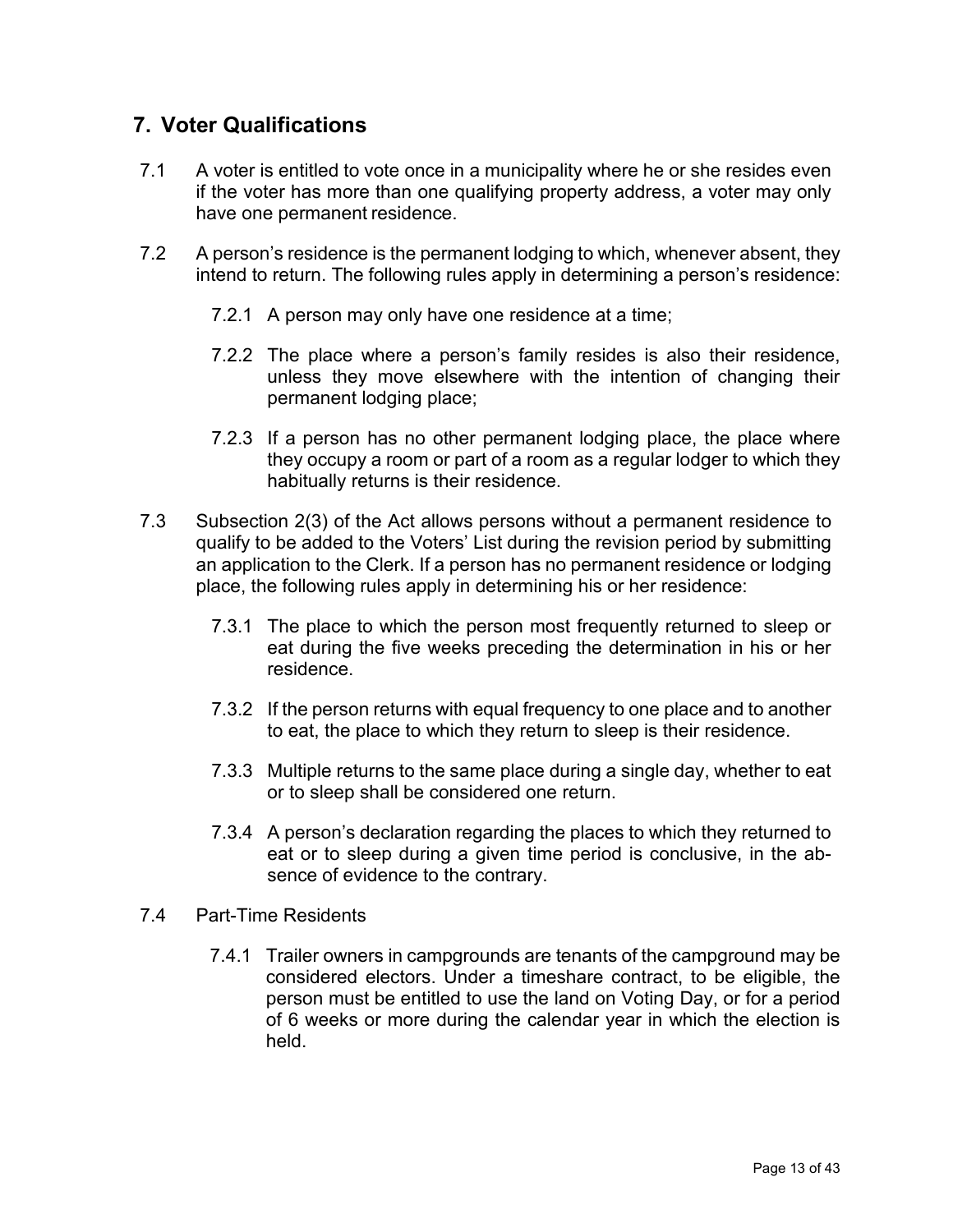## 7. Voter Qualifications

7.1 A voter is entitled to vote once in a municipality where he or she resides even if the voter has more than one qualifying property address, a voter may only have one permanent residence.

7.2 A person's residence is the permanent lodging to which, whenever absent, they intend to return. The following rules apply in determining a person's residence:

7.2.1 A person may only have one residence at a time;

7.2.2 The place where a person's family resides is also their residence, unless they move elsewhere with the intention of changing their permanent lodging place;

7.2.3 If a person has no other permanent lodging place, the place where they occupy a room or part of a room as a regular lodger to which they habitually returns is their residence.

7.3 Subsection 2(3) of the Act allows persons without a permanent residence to qualify to be added to the Voters' List during the revision period by submitting an application to the Clerk. If a person has no permanent residence or lodging place, the following rules apply in determining his or her residence:

7.3.1 The place to which the person most frequently returned to sleep or eat during the five weeks preceding the determination in his or her residence.

7.3.2 If the person returns with equal frequency to one place and to another to eat, the place to which they return to sleep is their residence.

7.3.3 Multiple returns to the same place during a single day, whether to eat or to sleep shall be considered one return.

7.3.4 A person's declaration regarding the places to which they returned to eat or to sleep during a given time period is conclusive, in the absence of evidence to the contrary.

7.4 Part-Time Residents

7.4.1 Trailer owners in campgrounds are tenants of the campground may be considered electors. Under a timeshare contract, to be eligible, the person must be entitled to use the land on Voting Day, or for a period of 6 weeks or more during the calendar year in which the election is held.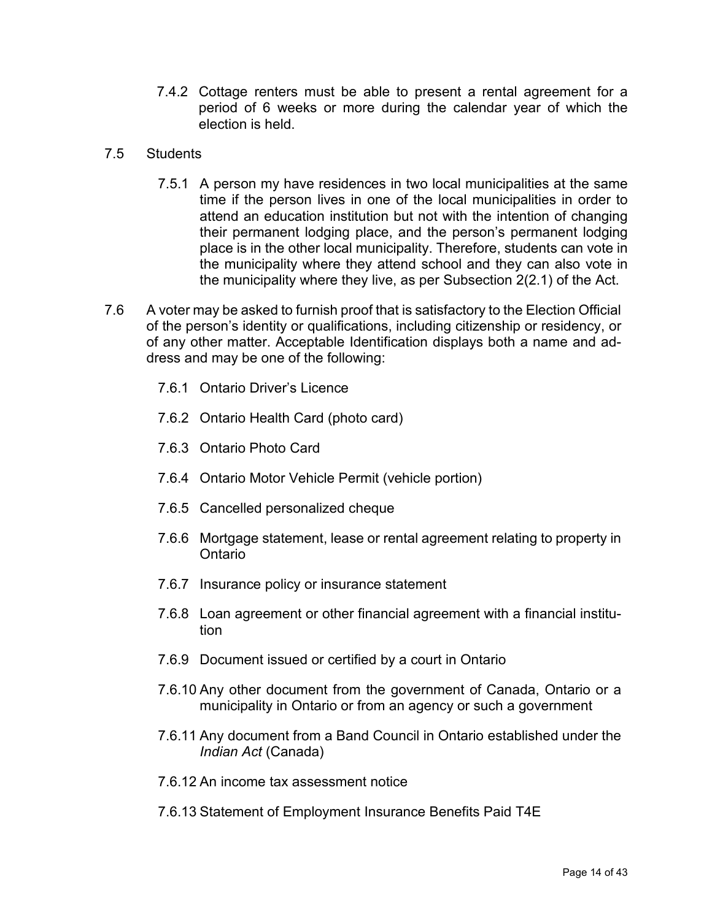7.4.2 Cottage renters must be able to present a rental agreement for a period of 6 weeks or more during the calendar year of which the election is held.

7.5 Students

7.5.1 A person my have residences in two local municipalities at the same time if the person lives in one of the local municipalities in order to attend an education institution but not with the intention of changing their permanent lodging place, and the person's permanent lodging place is in the other local municipality. Therefore, students can vote in the municipality where they attend school and they can also vote in the municipality where they live, as per Subsection 2(2.1) of the Act.

7.6 A voter may be asked to furnish proof that is satisfactory to the Election Official of the person's identity or qualifications, including citizenship or residency, or of any other matter. Acceptable Identification displays both a name and address and may be one of the following:

7.6.1 Ontario Driver's Licence

7.6.2 Ontario Health Card (photo card)

7.6.3 Ontario Photo Card

7.6.4 Ontario Motor Vehicle Permit (vehicle portion)

7.6.5 Cancelled personalized cheque

7.6.6 Mortgage statement, lease or rental agreement relating to property in Ontario

7.6.7 Insurance policy or insurance statement

7.6.8 Loan agreement or other financial agreement with a financial institution

7.6.9 Document issued or certified by a court in Ontario

7.6.10 Any other document from the government of Canada, Ontario or a municipality in Ontario or from an agency or such a government

7.6.11 Any document from a Band Council in Ontario established under the *Indian Act* (Canada)

7.6.12 An income tax assessment notice

7.6.13 Statement of Employment Insurance Benefits Paid T4E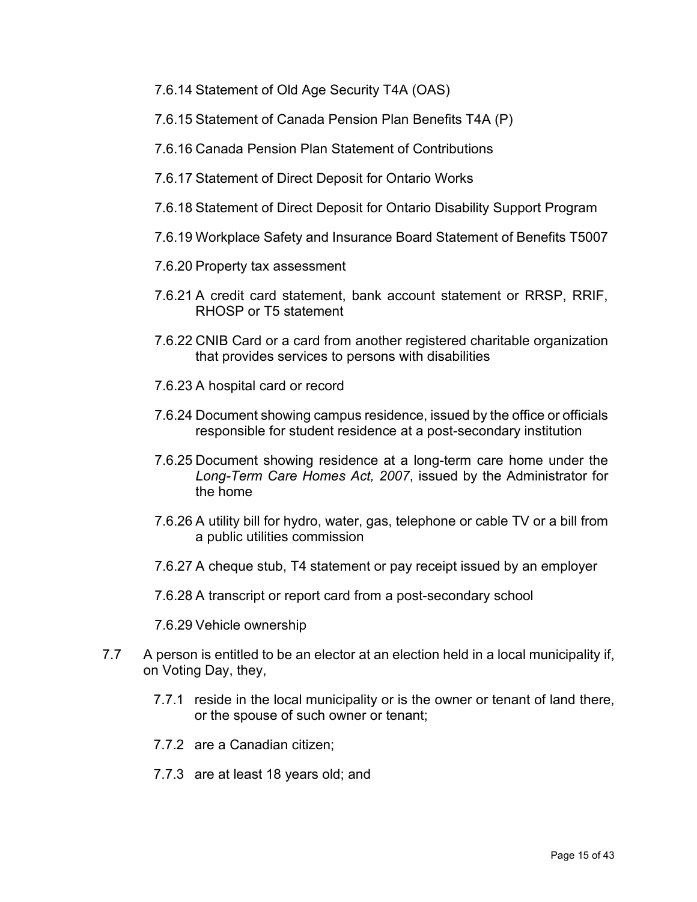7.6.14 Statement of Old Age Security T4A (OAS)

7.6.15 Statement of Canada Pension Plan Benefits T4A (P)

7.6.16 Canada Pension Plan Statement of Contributions

7.6.17 Statement of Direct Deposit for Ontario Works

7.6.18 Statement of Direct Deposit for Ontario Disability Support Program

7.6.19 Workplace Safety and Insurance Board Statement of Benefits T5007

7.6.20 Property tax assessment

7.6.21 A credit card statement, bank account statement or RRSP, RRIF, RHOSP or T5 statement

7.6.22 CNIB Card or a card from another registered charitable organization that provides services to persons with disabilities

7.6.23 A hospital card or record

7.6.24 Document showing campus residence, issued by the office or officials responsible for student residence at a post-secondary institution

7.6.25 Document showing residence at a long-term care home under the *Long-Term Care Homes Act, 2007*, issued by the Administrator for the home

7.6.26 A utility bill for hydro, water, gas, telephone or cable TV or a bill from a public utilities commission

7.6.27 A cheque stub, T4 statement or pay receipt issued by an employer

7.6.28 A transcript or report card from a post-secondary school

7.6.29 Vehicle ownership

7.7 A person is entitled to be an elector at an election held in a local municipality if, on Voting Day, they,

7.7.1 reside in the local municipality or is the owner or tenant of land there, or the spouse of such owner or tenant;

7.7.2 are a Canadian citizen;

7.7.3 are at least 18 years old; and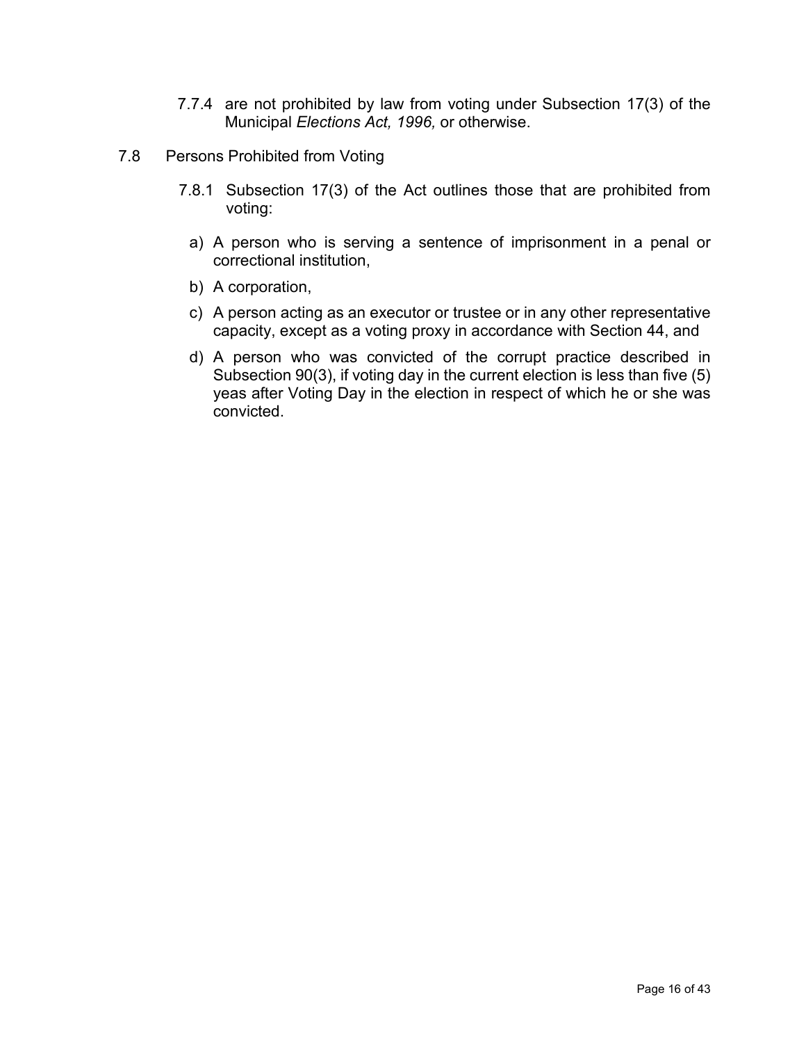7.7.4 are not prohibited by law from voting under Subsection 17(3) of the Municipal *Elections Act, 1996,* or otherwise.

7.8 Persons Prohibited from Voting

7.8.1 Subsection 17(3) of the Act outlines those that are prohibited from voting:

a) A person who is serving a sentence of imprisonment in a penal or correctional institution,

b) A corporation,

c) A person acting as an executor or trustee or in any other representative capacity, except as a voting proxy in accordance with Section 44, and

d) A person who was convicted of the corrupt practice described in Subsection 90(3), if voting day in the current election is less than five (5) yeas after Voting Day in the election in respect of which he or she was convicted.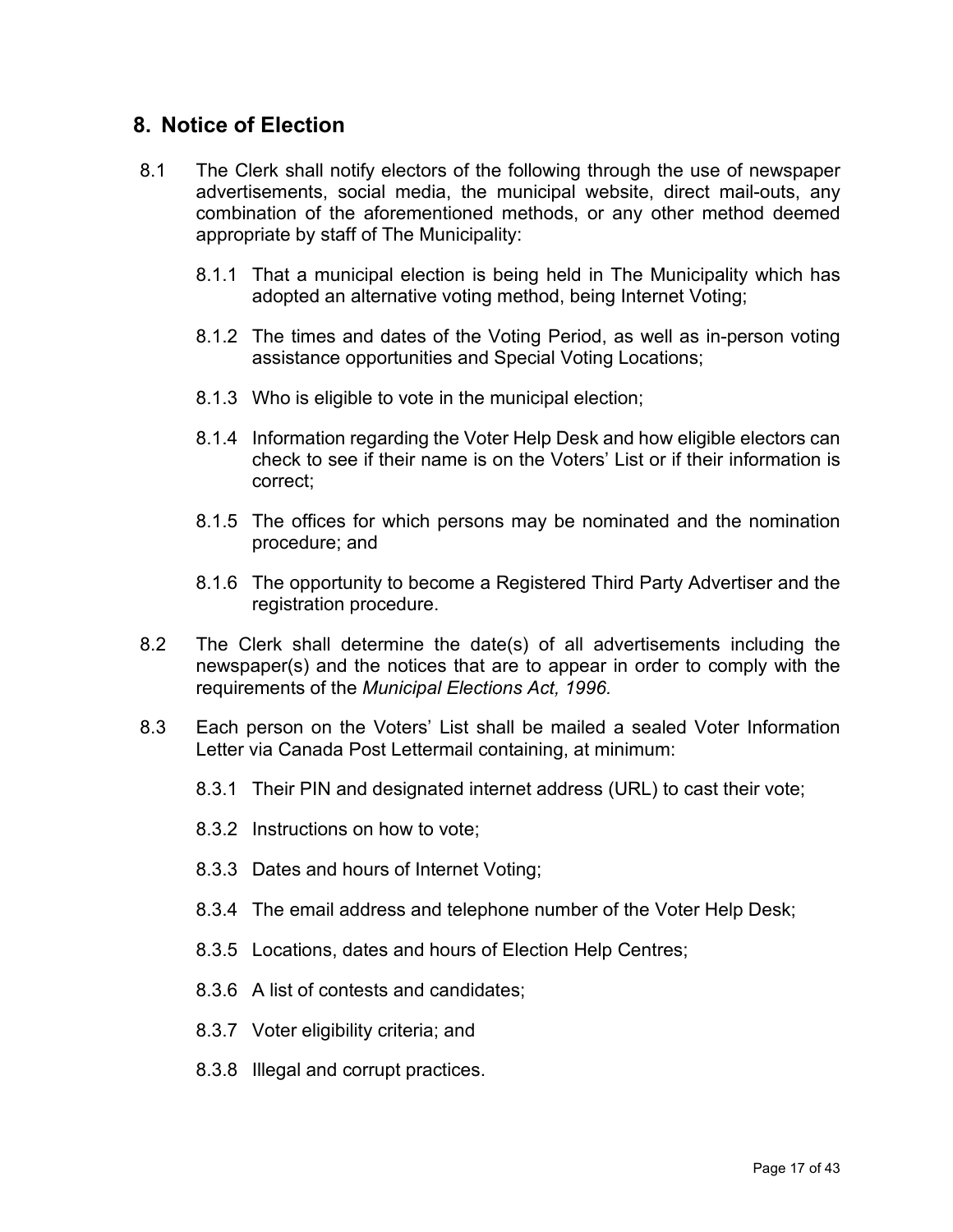## 8. Notice of Election

8.1 The Clerk shall notify electors of the following through the use of newspaper advertisements, social media, the municipal website, direct mail-outs, any combination of the aforementioned methods, or any other method deemed appropriate by staff of The Municipality:

8.1.1 That a municipal election is being held in The Municipality which has adopted an alternative voting method, being Internet Voting;

8.1.2 The times and dates of the Voting Period, as well as in-person voting assistance opportunities and Special Voting Locations;

8.1.3 Who is eligible to vote in the municipal election;

8.1.4 Information regarding the Voter Help Desk and how eligible electors can check to see if their name is on the Voters' List or if their information is correct;

8.1.5 The offices for which persons may be nominated and the nomination procedure; and

8.1.6 The opportunity to become a Registered Third Party Advertiser and the registration procedure.

8.2 The Clerk shall determine the date(s) of all advertisements including the newspaper(s) and the notices that are to appear in order to comply with the requirements of the *Municipal Elections Act, 1996.*

8.3 Each person on the Voters' List shall be mailed a sealed Voter Information Letter via Canada Post Lettermail containing, at minimum:

8.3.1 Their PIN and designated internet address (URL) to cast their vote;

8.3.2 Instructions on how to vote;

8.3.3 Dates and hours of Internet Voting;

8.3.4 The email address and telephone number of the Voter Help Desk;

8.3.5 Locations, dates and hours of Election Help Centres;

8.3.6 A list of contests and candidates;

8.3.7 Voter eligibility criteria; and

8.3.8 Illegal and corrupt practices.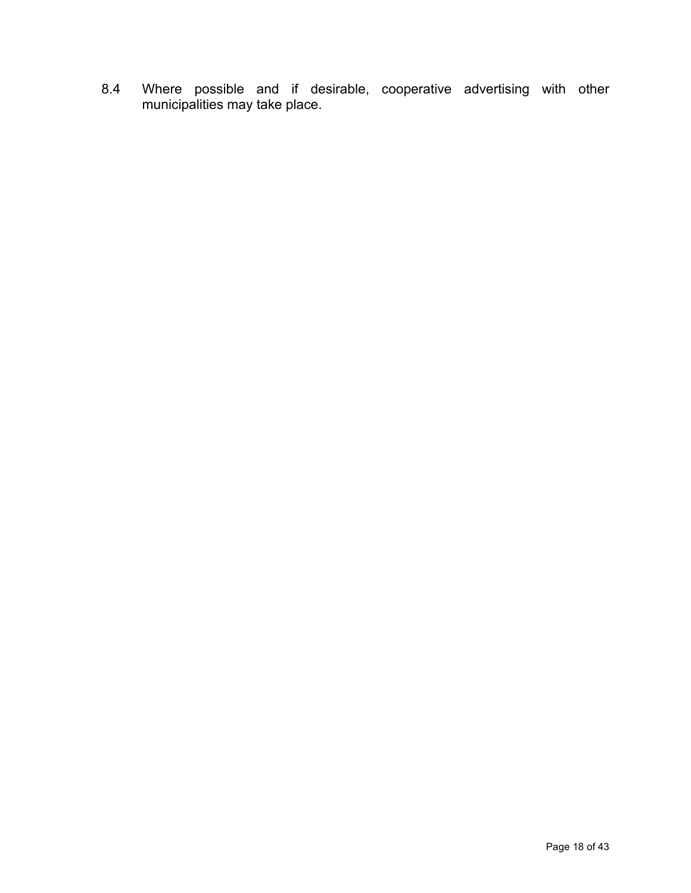8.4 Where possible and if desirable, cooperative advertising with other municipalities may take place.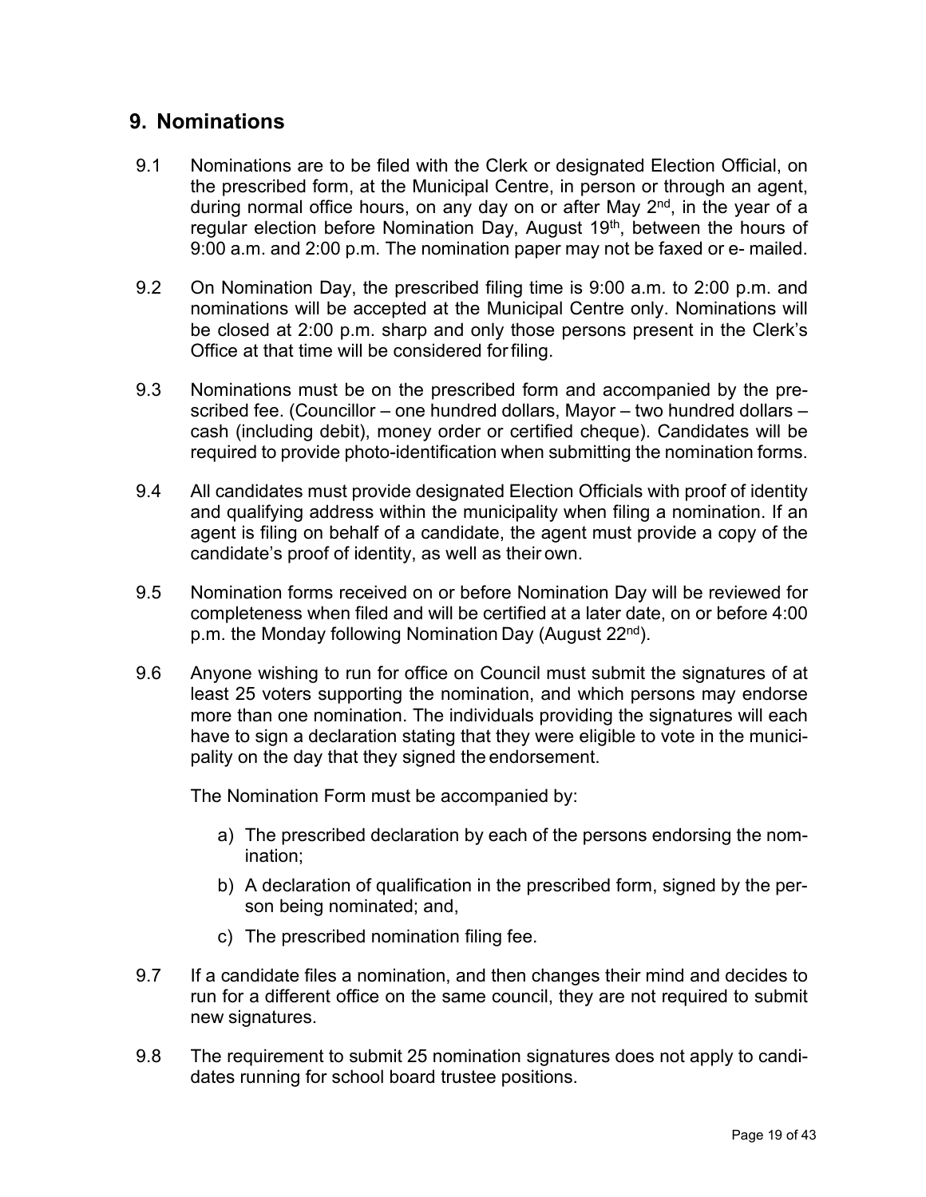## 9. Nominations

9.1 Nominations are to be filed with the Clerk or designated Election Official, on the prescribed form, at the Municipal Centre, in person or through an agent, during normal office hours, on any day on or after May 2nd, in the year of a regular election before Nomination Day, August 19th, between the hours of 9:00 a.m. and 2:00 p.m. The nomination paper may not be faxed or e- mailed.

9.2 On Nomination Day, the prescribed filing time is 9:00 a.m. to 2:00 p.m. and nominations will be accepted at the Municipal Centre only. Nominations will be closed at 2:00 p.m. sharp and only those persons present in the Clerk's Office at that time will be considered for filing.

9.3 Nominations must be on the prescribed form and accompanied by the prescribed fee. (Councillor – one hundred dollars, Mayor – two hundred dollars – cash (including debit), money order or certified cheque). Candidates will be required to provide photo-identification when submitting the nomination forms.

9.4 All candidates must provide designated Election Officials with proof of identity and qualifying address within the municipality when filing a nomination. If an agent is filing on behalf of a candidate, the agent must provide a copy of the candidate's proof of identity, as well as their own.

9.5 Nomination forms received on or before Nomination Day will be reviewed for completeness when filed and will be certified at a later date, on or before 4:00 p.m. the Monday following Nomination Day (August 22nd).

9.6 Anyone wishing to run for office on Council must submit the signatures of at least 25 voters supporting the nomination, and which persons may endorse more than one nomination. The individuals providing the signatures will each have to sign a declaration stating that they were eligible to vote in the municipality on the day that they signed the endorsement.

The Nomination Form must be accompanied by:

a) The prescribed declaration by each of the persons endorsing the nomination;

b) A declaration of qualification in the prescribed form, signed by the person being nominated; and,

c) The prescribed nomination filing fee.

9.7 If a candidate files a nomination, and then changes their mind and decides to run for a different office on the same council, they are not required to submit new signatures.

9.8 The requirement to submit 25 nomination signatures does not apply to candidates running for school board trustee positions.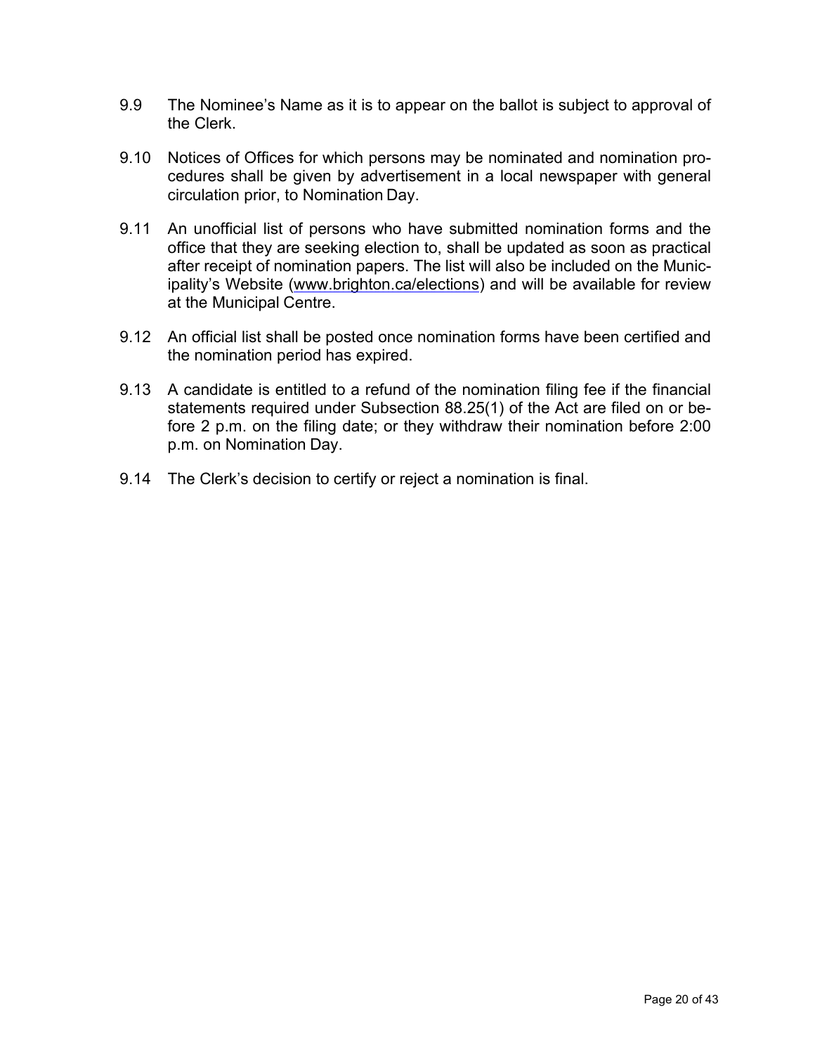9.9 The Nominee's Name as it is to appear on the ballot is subject to approval of the Clerk.

9.10 Notices of Offices for which persons may be nominated and nomination procedures shall be given by advertisement in a local newspaper with general circulation prior, to Nomination Day.

9.11 An unofficial list of persons who have submitted nomination forms and the office that they are seeking election to, shall be updated as soon as practical after receipt of nomination papers. The list will also be included on the Municipality's Website (www.brighton.ca/elections) and will be available for review at the Municipal Centre.

9.12 An official list shall be posted once nomination forms have been certified and the nomination period has expired.

9.13 A candidate is entitled to a refund of the nomination filing fee if the financial statements required under Subsection 88.25(1) of the Act are filed on or before 2 p.m. on the filing date; or they withdraw their nomination before 2:00 p.m. on Nomination Day.

9.14 The Clerk's decision to certify or reject a nomination is final.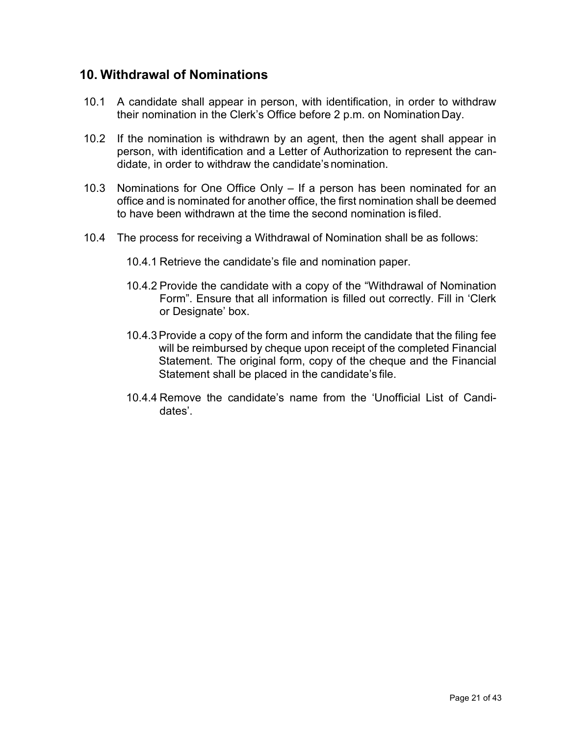## 10. Withdrawal of Nominations

10.1 A candidate shall appear in person, with identification, in order to withdraw their nomination in the Clerk's Office before 2 p.m. on Nomination Day.

10.2 If the nomination is withdrawn by an agent, then the agent shall appear in person, with identification and a Letter of Authorization to represent the candidate, in order to withdraw the candidate's nomination.

10.3 Nominations for One Office Only – If a person has been nominated for an office and is nominated for another office, the first nomination shall be deemed to have been withdrawn at the time the second nomination is filed.

10.4 The process for receiving a Withdrawal of Nomination shall be as follows:

10.4.1 Retrieve the candidate's file and nomination paper.

10.4.2 Provide the candidate with a copy of the "Withdrawal of Nomination Form". Ensure that all information is filled out correctly. Fill in 'Clerk or Designate' box.

10.4.3 Provide a copy of the form and inform the candidate that the filing fee will be reimbursed by cheque upon receipt of the completed Financial Statement. The original form, copy of the cheque and the Financial Statement shall be placed in the candidate's file.

10.4.4 Remove the candidate's name from the 'Unofficial List of Candidates'.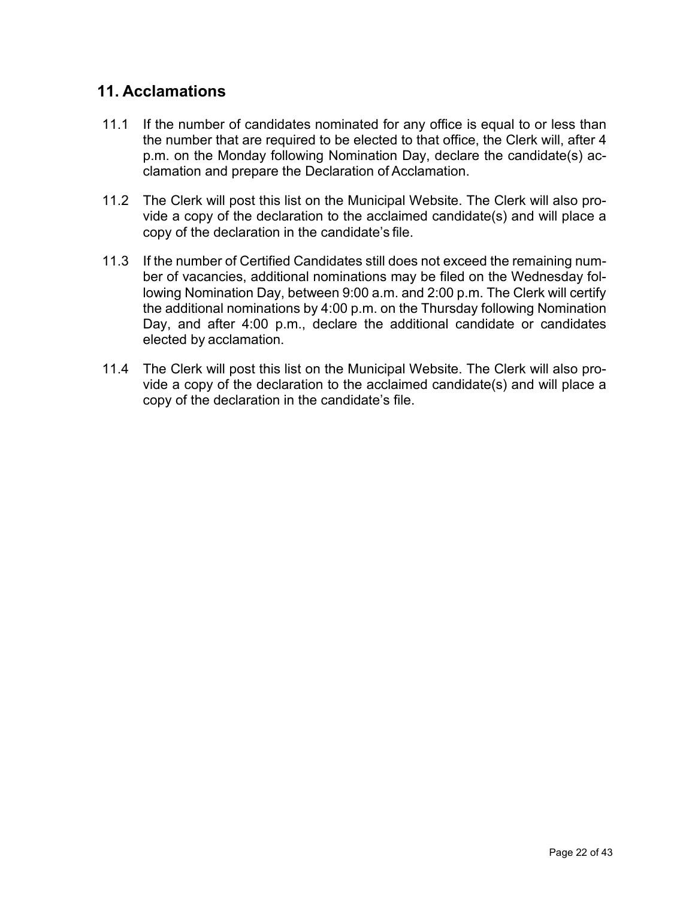## 11. Acclamations

11.1 If the number of candidates nominated for any office is equal to or less than the number that are required to be elected to that office, the Clerk will, after 4 p.m. on the Monday following Nomination Day, declare the candidate(s) acclamation and prepare the Declaration of Acclamation.

11.2 The Clerk will post this list on the Municipal Website. The Clerk will also provide a copy of the declaration to the acclaimed candidate(s) and will place a copy of the declaration in the candidate's file.

11.3 If the number of Certified Candidates still does not exceed the remaining number of vacancies, additional nominations may be filed on the Wednesday following Nomination Day, between 9:00 a.m. and 2:00 p.m. The Clerk will certify the additional nominations by 4:00 p.m. on the Thursday following Nomination Day, and after 4:00 p.m., declare the additional candidate or candidates elected by acclamation.

11.4 The Clerk will post this list on the Municipal Website. The Clerk will also provide a copy of the declaration to the acclaimed candidate(s) and will place a copy of the declaration in the candidate's file.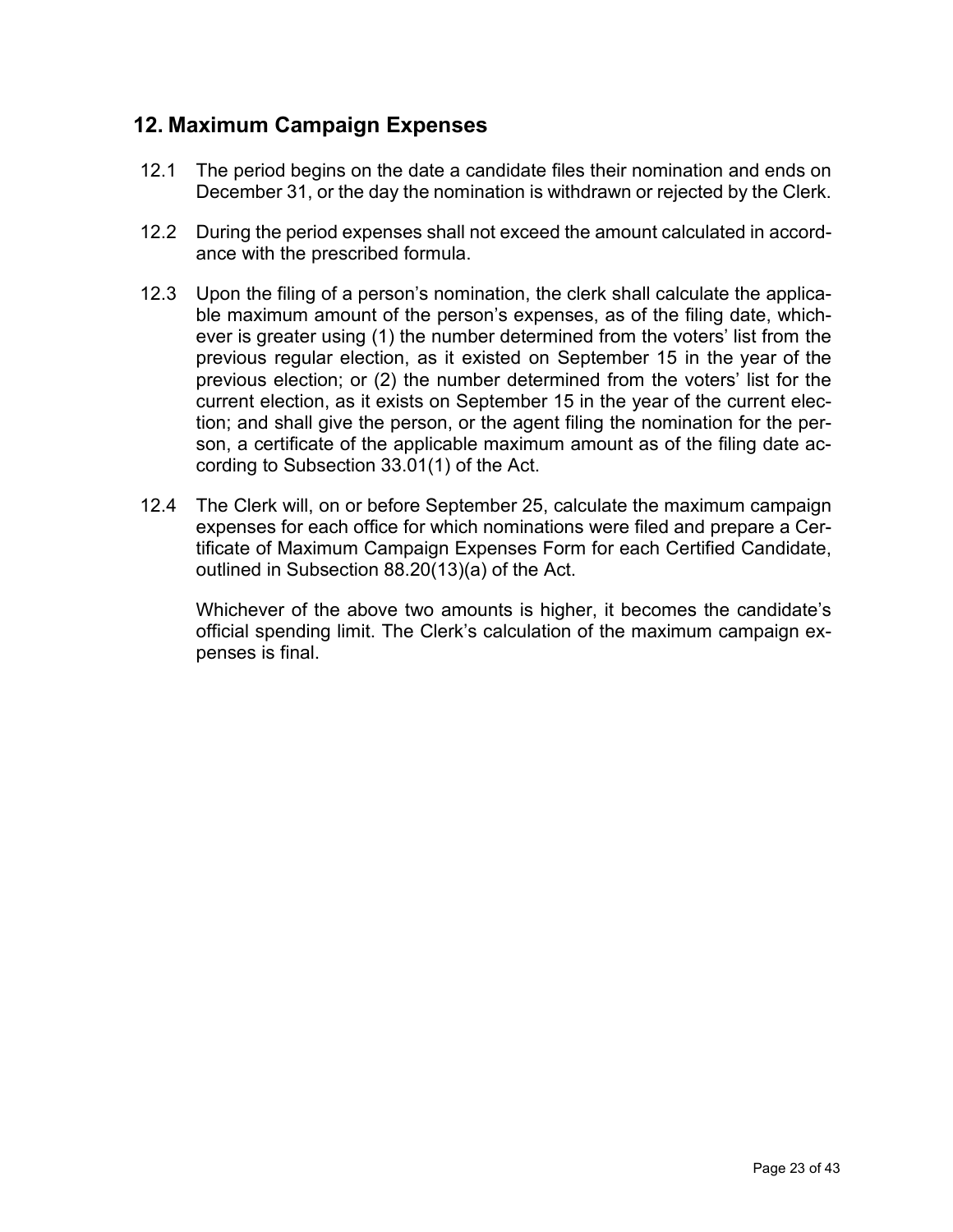## 12. Maximum Campaign Expenses

12.1 The period begins on the date a candidate files their nomination and ends on December 31, or the day the nomination is withdrawn or rejected by the Clerk.

12.2 During the period expenses shall not exceed the amount calculated in accordance with the prescribed formula.

12.3 Upon the filing of a person's nomination, the clerk shall calculate the applicable maximum amount of the person's expenses, as of the filing date, whichever is greater using (1) the number determined from the voters' list from the previous regular election, as it existed on September 15 in the year of the previous election; or (2) the number determined from the voters' list for the current election, as it exists on September 15 in the year of the current election; and shall give the person, or the agent filing the nomination for the person, a certificate of the applicable maximum amount as of the filing date according to Subsection 33.01(1) of the Act.

12.4 The Clerk will, on or before September 25, calculate the maximum campaign expenses for each office for which nominations were filed and prepare a Certificate of Maximum Campaign Expenses Form for each Certified Candidate, outlined in Subsection 88.20(13)(a) of the Act.

Whichever of the above two amounts is higher, it becomes the candidate's official spending limit. The Clerk's calculation of the maximum campaign expenses is final.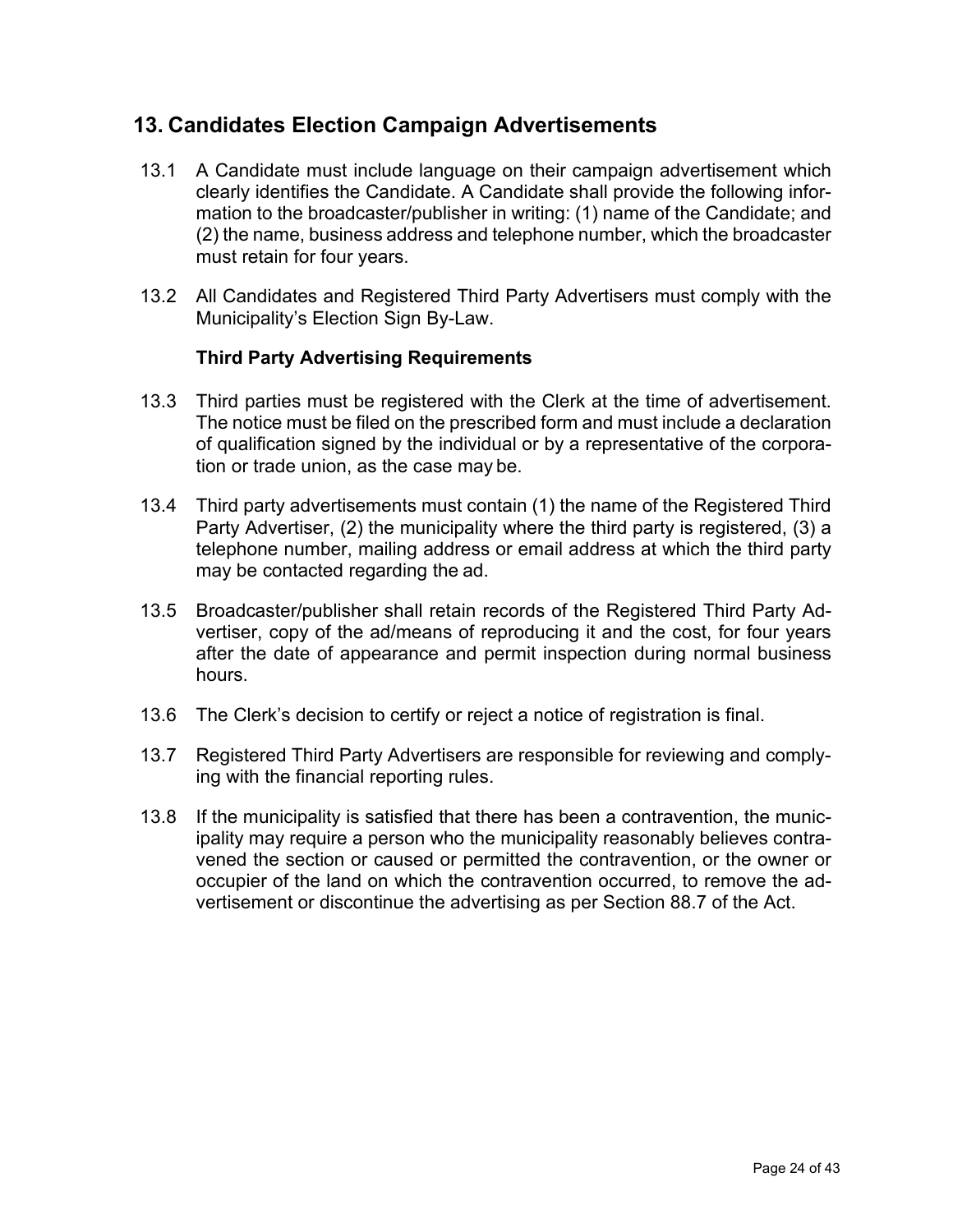## 13. Candidates Election Campaign Advertisements

13.1 A Candidate must include language on their campaign advertisement which clearly identifies the Candidate. A Candidate shall provide the following information to the broadcaster/publisher in writing: (1) name of the Candidate; and (2) the name, business address and telephone number, which the broadcaster must retain for four years.

13.2 All Candidates and Registered Third Party Advertisers must comply with the Municipality's Election Sign By-Law.

**Third Party Advertising Requirements**

13.3 Third parties must be registered with the Clerk at the time of advertisement. The notice must be filed on the prescribed form and must include a declaration of qualification signed by the individual or by a representative of the corporation or trade union, as the case may be.

13.4 Third party advertisements must contain (1) the name of the Registered Third Party Advertiser, (2) the municipality where the third party is registered, (3) a telephone number, mailing address or email address at which the third party may be contacted regarding the ad.

13.5 Broadcaster/publisher shall retain records of the Registered Third Party Advertiser, copy of the ad/means of reproducing it and the cost, for four years after the date of appearance and permit inspection during normal business hours.

13.6 The Clerk's decision to certify or reject a notice of registration is final.

13.7 Registered Third Party Advertisers are responsible for reviewing and complying with the financial reporting rules.

13.8 If the municipality is satisfied that there has been a contravention, the municipality may require a person who the municipality reasonably believes contravened the section or caused or permitted the contravention, or the owner or occupier of the land on which the contravention occurred, to remove the advertisement or discontinue the advertising as per Section 88.7 of the Act.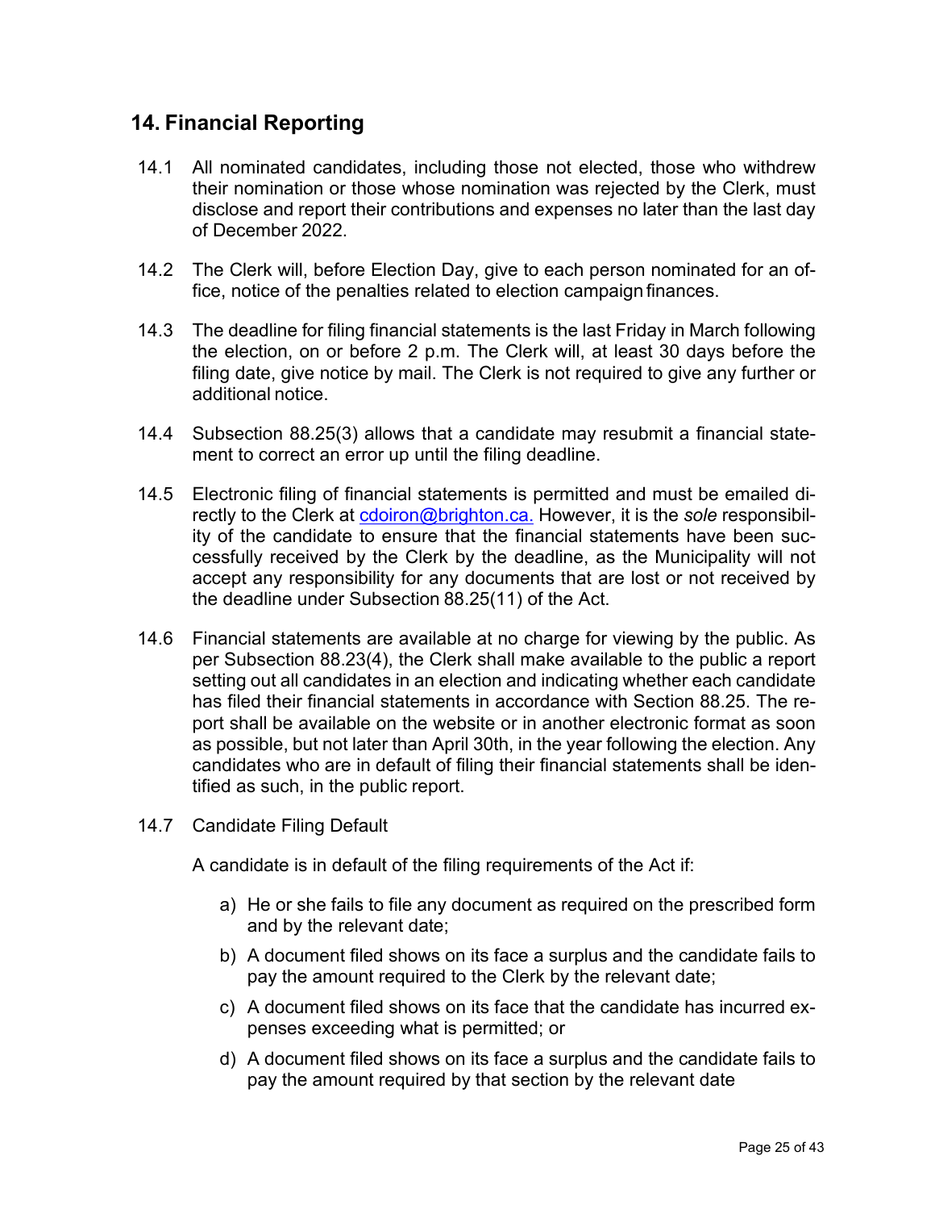## 14. Financial Reporting

14.1 All nominated candidates, including those not elected, those who withdrew their nomination or those whose nomination was rejected by the Clerk, must disclose and report their contributions and expenses no later than the last day of December 2022.

14.2 The Clerk will, before Election Day, give to each person nominated for an office, notice of the penalties related to election campaign finances.

14.3 The deadline for filing financial statements is the last Friday in March following the election, on or before 2 p.m. The Clerk will, at least 30 days before the filing date, give notice by mail. The Clerk is not required to give any further or additional notice.

14.4 Subsection 88.25(3) allows that a candidate may resubmit a financial statement to correct an error up until the filing deadline.

14.5 Electronic filing of financial statements is permitted and must be emailed directly to the Clerk at cdoiron@brighton.ca. However, it is the *sole* responsibility of the candidate to ensure that the financial statements have been successfully received by the Clerk by the deadline, as the Municipality will not accept any responsibility for any documents that are lost or not received by the deadline under Subsection 88.25(11) of the Act.

14.6 Financial statements are available at no charge for viewing by the public. As per Subsection 88.23(4), the Clerk shall make available to the public a report setting out all candidates in an election and indicating whether each candidate has filed their financial statements in accordance with Section 88.25. The report shall be available on the website or in another electronic format as soon as possible, but not later than April 30th, in the year following the election. Any candidates who are in default of filing their financial statements shall be identified as such, in the public report.

14.7 Candidate Filing Default

A candidate is in default of the filing requirements of the Act if:

a) He or she fails to file any document as required on the prescribed form and by the relevant date;
b) A document filed shows on its face a surplus and the candidate fails to pay the amount required to the Clerk by the relevant date;
c) A document filed shows on its face that the candidate has incurred expenses exceeding what is permitted; or
d) A document filed shows on its face a surplus and the candidate fails to pay the amount required by that section by the relevant date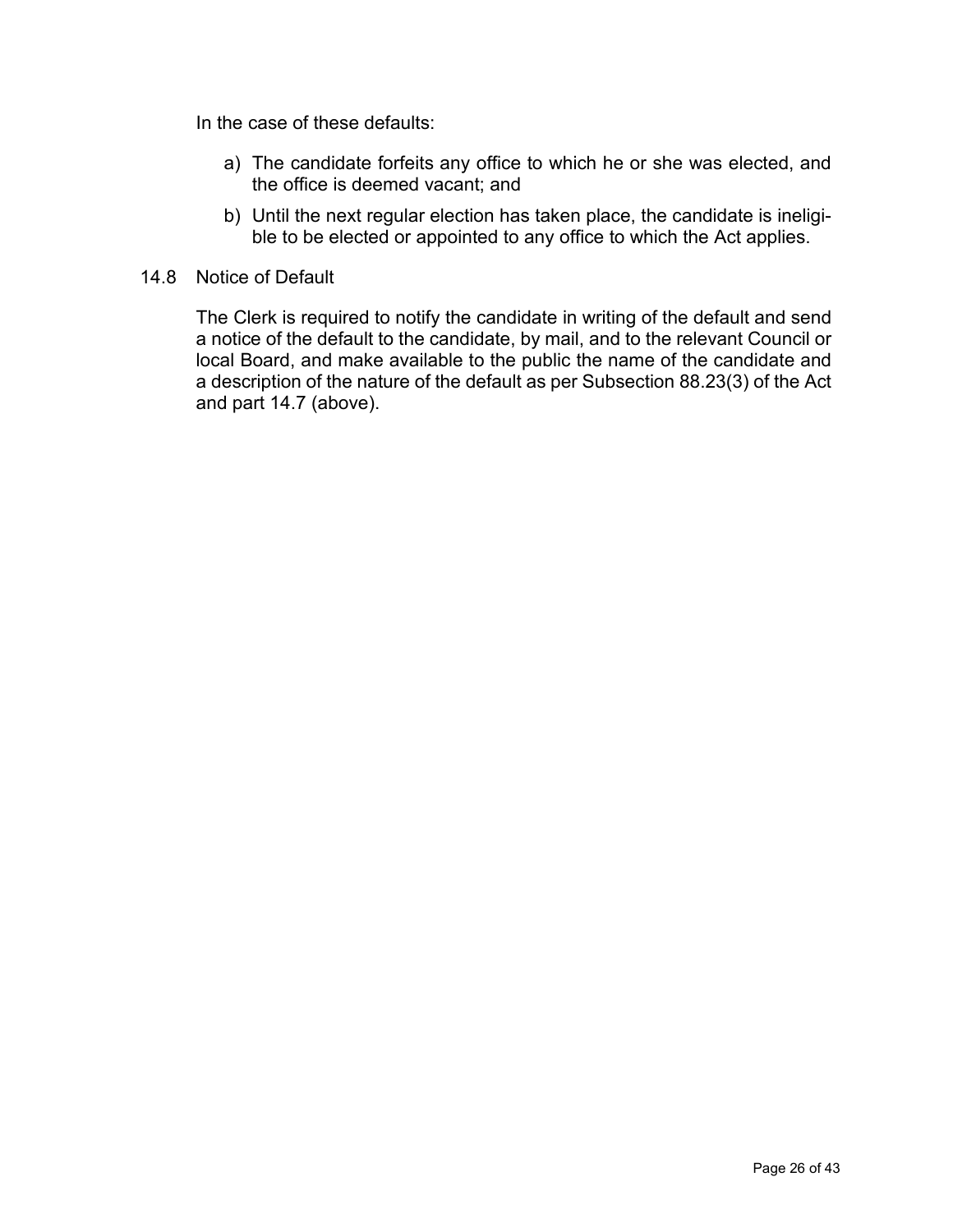In the case of these defaults:

a) The candidate forfeits any office to which he or she was elected, and the office is deemed vacant; and

b) Until the next regular election has taken place, the candidate is ineligible to be elected or appointed to any office to which the Act applies.

### 14.8 Notice of Default

The Clerk is required to notify the candidate in writing of the default and send a notice of the default to the candidate, by mail, and to the relevant Council or local Board, and make available to the public the name of the candidate and a description of the nature of the default as per Subsection 88.23(3) of the Act and part 14.7 (above).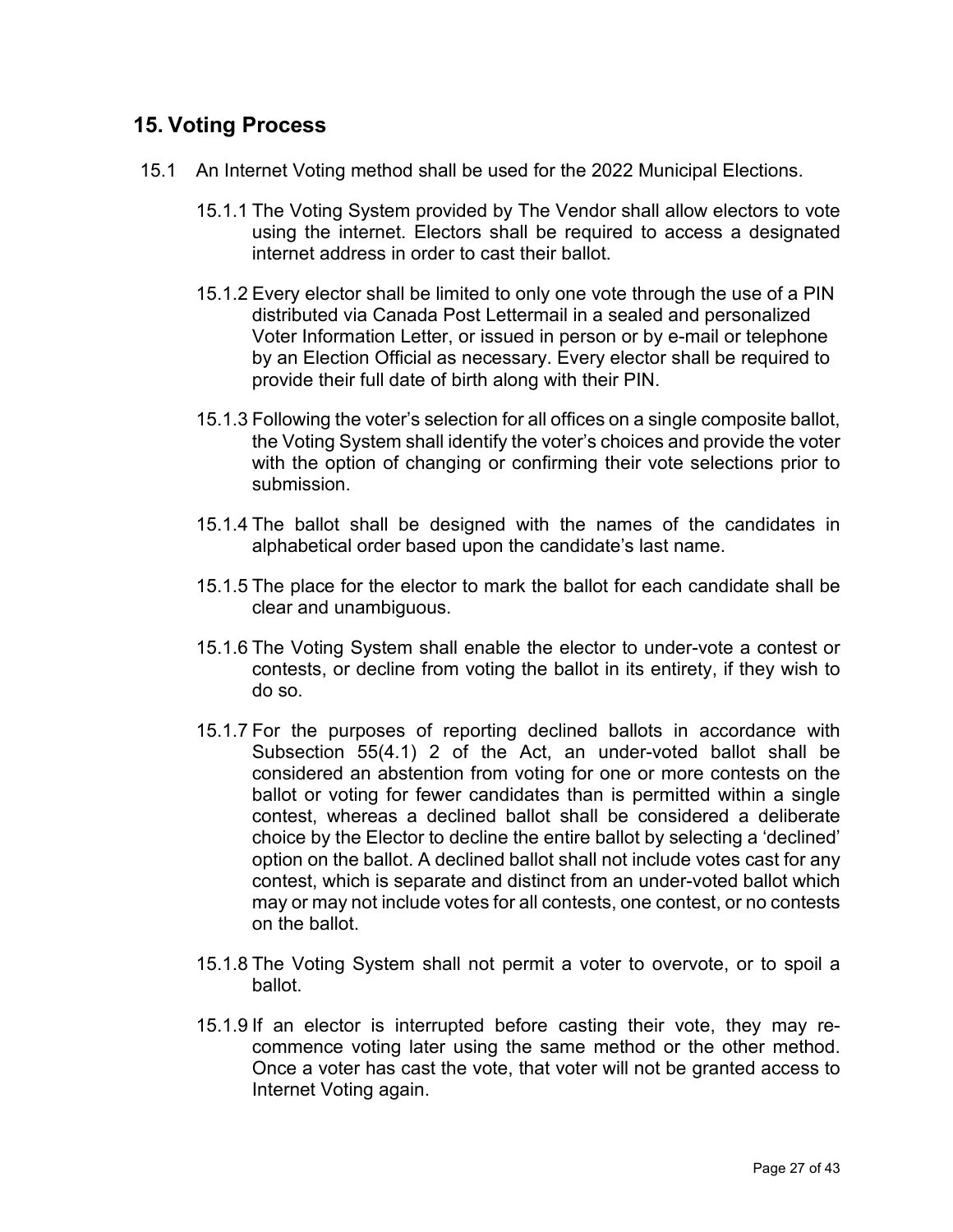## 15. Voting Process

15.1 An Internet Voting method shall be used for the 2022 Municipal Elections.

15.1.1 The Voting System provided by The Vendor shall allow electors to vote using the internet. Electors shall be required to access a designated internet address in order to cast their ballot.

15.1.2 Every elector shall be limited to only one vote through the use of a PIN distributed via Canada Post Lettermail in a sealed and personalized Voter Information Letter, or issued in person or by e-mail or telephone by an Election Official as necessary. Every elector shall be required to provide their full date of birth along with their PIN.

15.1.3 Following the voter's selection for all offices on a single composite ballot, the Voting System shall identify the voter's choices and provide the voter with the option of changing or confirming their vote selections prior to submission.

15.1.4 The ballot shall be designed with the names of the candidates in alphabetical order based upon the candidate's last name.

15.1.5 The place for the elector to mark the ballot for each candidate shall be clear and unambiguous.

15.1.6 The Voting System shall enable the elector to under-vote a contest or contests, or decline from voting the ballot in its entirety, if they wish to do so.

15.1.7 For the purposes of reporting declined ballots in accordance with Subsection 55(4.1) 2 of the Act, an under-voted ballot shall be considered an abstention from voting for one or more contests on the ballot or voting for fewer candidates than is permitted within a single contest, whereas a declined ballot shall be considered a deliberate choice by the Elector to decline the entire ballot by selecting a 'declined' option on the ballot. A declined ballot shall not include votes cast for any contest, which is separate and distinct from an under-voted ballot which may or may not include votes for all contests, one contest, or no contests on the ballot.

15.1.8 The Voting System shall not permit a voter to overvote, or to spoil a ballot.

15.1.9 If an elector is interrupted before casting their vote, they may re-commence voting later using the same method or the other method. Once a voter has cast the vote, that voter will not be granted access to Internet Voting again.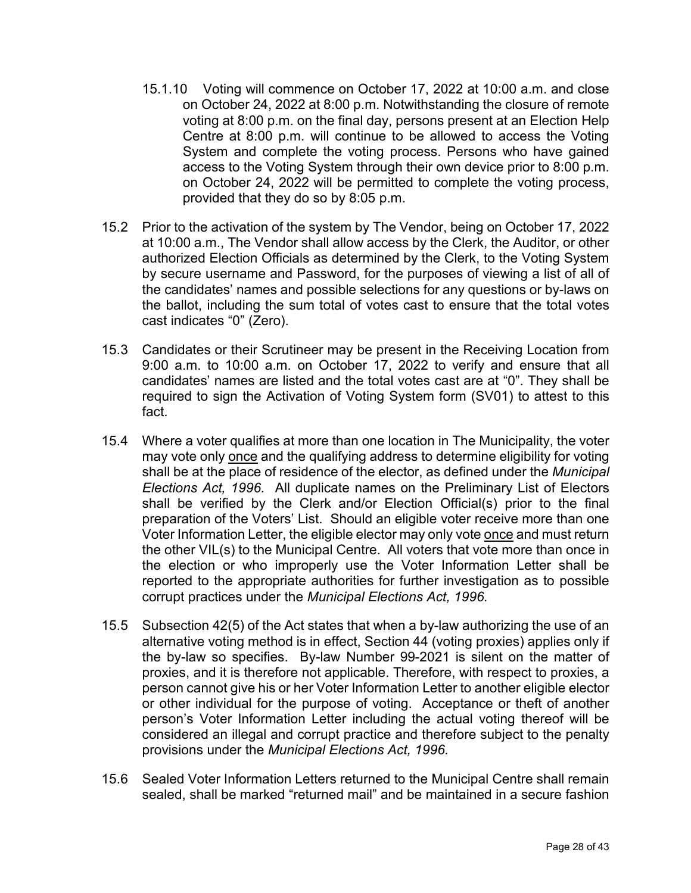15.1.10 Voting will commence on October 17, 2022 at 10:00 a.m. and close on October 24, 2022 at 8:00 p.m. Notwithstanding the closure of remote voting at 8:00 p.m. on the final day, persons present at an Election Help Centre at 8:00 p.m. will continue to be allowed to access the Voting System and complete the voting process. Persons who have gained access to the Voting System through their own device prior to 8:00 p.m. on October 24, 2022 will be permitted to complete the voting process, provided that they do so by 8:05 p.m.

15.2 Prior to the activation of the system by The Vendor, being on October 17, 2022 at 10:00 a.m., The Vendor shall allow access by the Clerk, the Auditor, or other authorized Election Officials as determined by the Clerk, to the Voting System by secure username and Password, for the purposes of viewing a list of all of the candidates' names and possible selections for any questions or by-laws on the ballot, including the sum total of votes cast to ensure that the total votes cast indicates "0" (Zero).

15.3 Candidates or their Scrutineer may be present in the Receiving Location from 9:00 a.m. to 10:00 a.m. on October 17, 2022 to verify and ensure that all candidates' names are listed and the total votes cast are at "0". They shall be required to sign the Activation of Voting System form (SV01) to attest to this fact.

15.4 Where a voter qualifies at more than one location in The Municipality, the voter may vote only <u>once</u> and the qualifying address to determine eligibility for voting shall be at the place of residence of the elector, as defined under the *Municipal Elections Act, 1996.* All duplicate names on the Preliminary List of Electors shall be verified by the Clerk and/or Election Official(s) prior to the final preparation of the Voters' List. Should an eligible voter receive more than one Voter Information Letter, the eligible elector may only vote <u>once</u> and must return the other VIL(s) to the Municipal Centre. All voters that vote more than once in the election or who improperly use the Voter Information Letter shall be reported to the appropriate authorities for further investigation as to possible corrupt practices under the *Municipal Elections Act, 1996.*

15.5 Subsection 42(5) of the Act states that when a by-law authorizing the use of an alternative voting method is in effect, Section 44 (voting proxies) applies only if the by-law so specifies. By-law Number 99-2021 is silent on the matter of proxies, and it is therefore not applicable. Therefore, with respect to proxies, a person cannot give his or her Voter Information Letter to another eligible elector or other individual for the purpose of voting. Acceptance or theft of another person's Voter Information Letter including the actual voting thereof will be considered an illegal and corrupt practice and therefore subject to the penalty provisions under the *Municipal Elections Act, 1996.*

15.6 Sealed Voter Information Letters returned to the Municipal Centre shall remain sealed, shall be marked "returned mail" and be maintained in a secure fashion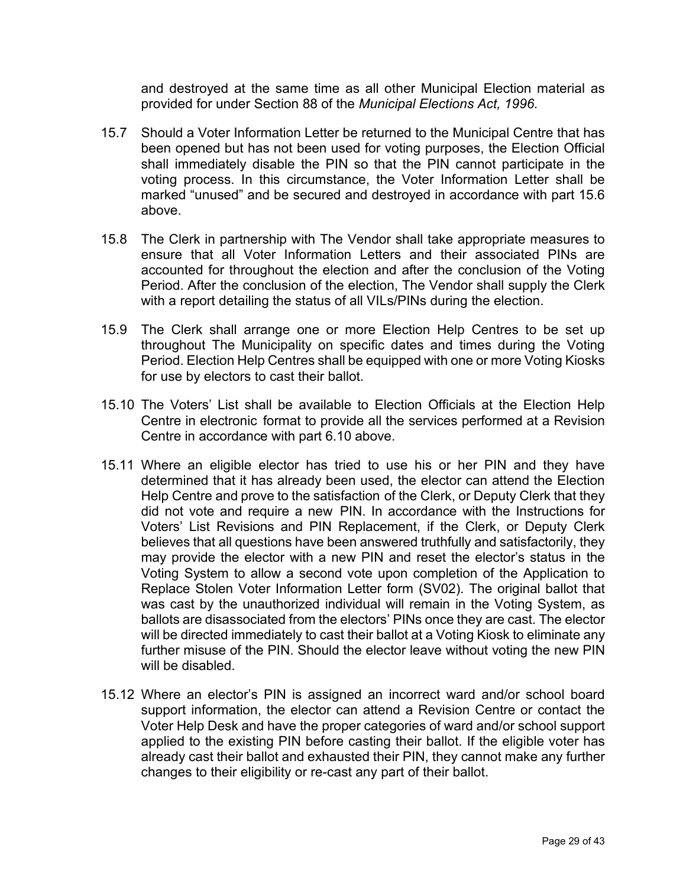and destroyed at the same time as all other Municipal Election material as provided for under Section 88 of the *Municipal Elections Act, 1996.*

15.7 Should a Voter Information Letter be returned to the Municipal Centre that has been opened but has not been used for voting purposes, the Election Official shall immediately disable the PIN so that the PIN cannot participate in the voting process. In this circumstance, the Voter Information Letter shall be marked "unused" and be secured and destroyed in accordance with part 15.6 above.

15.8 The Clerk in partnership with The Vendor shall take appropriate measures to ensure that all Voter Information Letters and their associated PINs are accounted for throughout the election and after the conclusion of the Voting Period. After the conclusion of the election, The Vendor shall supply the Clerk with a report detailing the status of all VILs/PINs during the election.

15.9 The Clerk shall arrange one or more Election Help Centres to be set up throughout The Municipality on specific dates and times during the Voting Period. Election Help Centres shall be equipped with one or more Voting Kiosks for use by electors to cast their ballot.

15.10 The Voters' List shall be available to Election Officials at the Election Help Centre in electronic format to provide all the services performed at a Revision Centre in accordance with part 6.10 above.

15.11 Where an eligible elector has tried to use his or her PIN and they have determined that it has already been used, the elector can attend the Election Help Centre and prove to the satisfaction of the Clerk, or Deputy Clerk that they did not vote and require a new PIN. In accordance with the Instructions for Voters' List Revisions and PIN Replacement, if the Clerk, or Deputy Clerk believes that all questions have been answered truthfully and satisfactorily, they may provide the elector with a new PIN and reset the elector's status in the Voting System to allow a second vote upon completion of the Application to Replace Stolen Voter Information Letter form (SV02). The original ballot that was cast by the unauthorized individual will remain in the Voting System, as ballots are disassociated from the electors' PINs once they are cast. The elector will be directed immediately to cast their ballot at a Voting Kiosk to eliminate any further misuse of the PIN. Should the elector leave without voting the new PIN will be disabled.

15.12 Where an elector's PIN is assigned an incorrect ward and/or school board support information, the elector can attend a Revision Centre or contact the Voter Help Desk and have the proper categories of ward and/or school support applied to the existing PIN before casting their ballot. If the eligible voter has already cast their ballot and exhausted their PIN, they cannot make any further changes to their eligibility or re-cast any part of their ballot.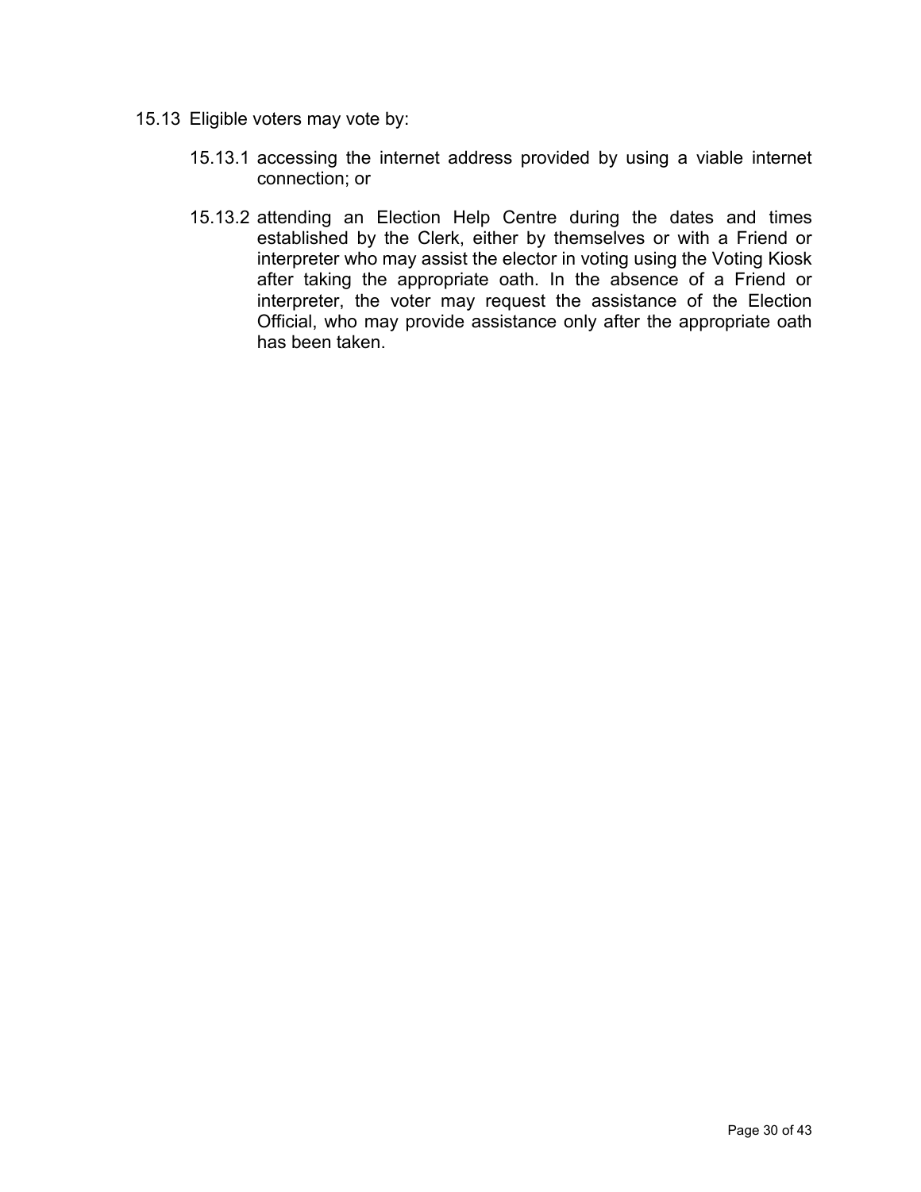15.13 Eligible voters may vote by:

15.13.1 accessing the internet address provided by using a viable internet connection; or

15.13.2 attending an Election Help Centre during the dates and times established by the Clerk, either by themselves or with a Friend or interpreter who may assist the elector in voting using the Voting Kiosk after taking the appropriate oath. In the absence of a Friend or interpreter, the voter may request the assistance of the Election Official, who may provide assistance only after the appropriate oath has been taken.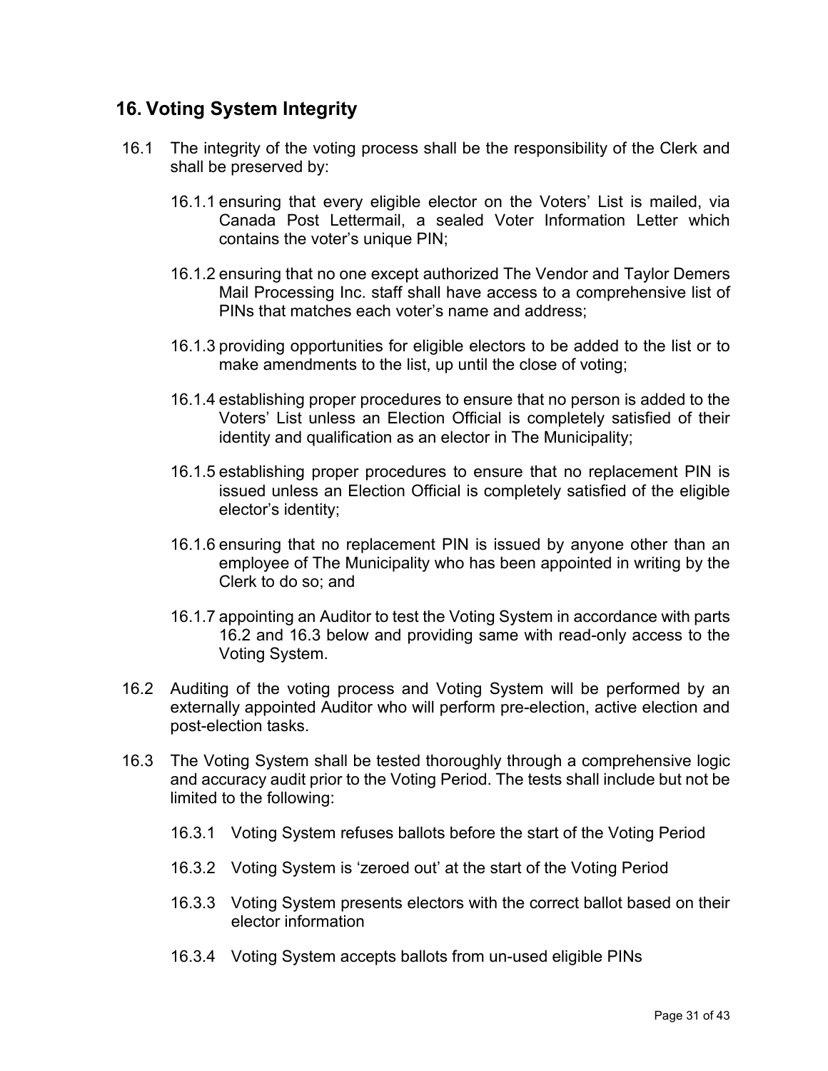## 16. Voting System Integrity

16.1 The integrity of the voting process shall be the responsibility of the Clerk and shall be preserved by:

16.1.1 ensuring that every eligible elector on the Voters' List is mailed, via Canada Post Lettermail, a sealed Voter Information Letter which contains the voter's unique PIN;

16.1.2 ensuring that no one except authorized The Vendor and Taylor Demers Mail Processing Inc. staff shall have access to a comprehensive list of PINs that matches each voter's name and address;

16.1.3 providing opportunities for eligible electors to be added to the list or to make amendments to the list, up until the close of voting;

16.1.4 establishing proper procedures to ensure that no person is added to the Voters' List unless an Election Official is completely satisfied of their identity and qualification as an elector in The Municipality;

16.1.5 establishing proper procedures to ensure that no replacement PIN is issued unless an Election Official is completely satisfied of the eligible elector's identity;

16.1.6 ensuring that no replacement PIN is issued by anyone other than an employee of The Municipality who has been appointed in writing by the Clerk to do so; and

16.1.7 appointing an Auditor to test the Voting System in accordance with parts 16.2 and 16.3 below and providing same with read-only access to the Voting System.

16.2 Auditing of the voting process and Voting System will be performed by an externally appointed Auditor who will perform pre-election, active election and post-election tasks.

16.3 The Voting System shall be tested thoroughly through a comprehensive logic and accuracy audit prior to the Voting Period. The tests shall include but not be limited to the following:

16.3.1 Voting System refuses ballots before the start of the Voting Period

16.3.2 Voting System is 'zeroed out' at the start of the Voting Period

16.3.3 Voting System presents electors with the correct ballot based on their elector information

16.3.4 Voting System accepts ballots from un-used eligible PINs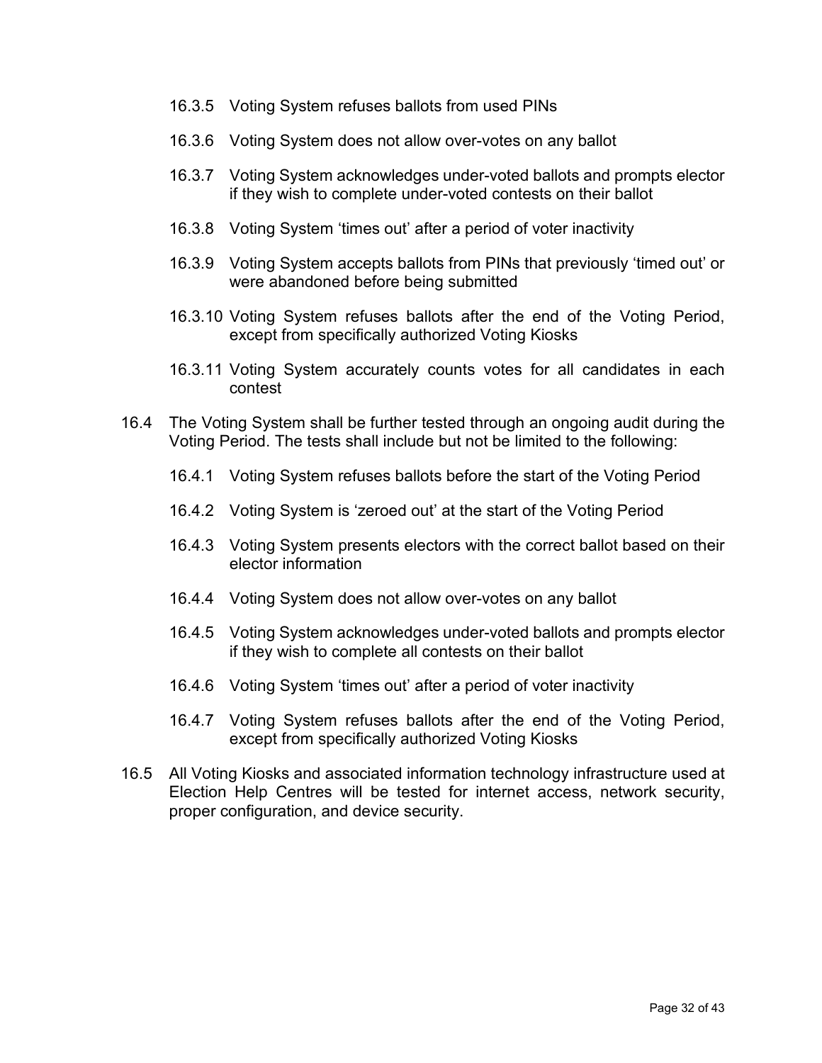16.3.5 Voting System refuses ballots from used PINs

16.3.6 Voting System does not allow over-votes on any ballot

16.3.7 Voting System acknowledges under-voted ballots and prompts elector if they wish to complete under-voted contests on their ballot

16.3.8 Voting System 'times out' after a period of voter inactivity

16.3.9 Voting System accepts ballots from PINs that previously 'timed out' or were abandoned before being submitted

16.3.10 Voting System refuses ballots after the end of the Voting Period, except from specifically authorized Voting Kiosks

16.3.11 Voting System accurately counts votes for all candidates in each contest

16.4 The Voting System shall be further tested through an ongoing audit during the Voting Period. The tests shall include but not be limited to the following:

16.4.1 Voting System refuses ballots before the start of the Voting Period

16.4.2 Voting System is 'zeroed out' at the start of the Voting Period

16.4.3 Voting System presents electors with the correct ballot based on their elector information

16.4.4 Voting System does not allow over-votes on any ballot

16.4.5 Voting System acknowledges under-voted ballots and prompts elector if they wish to complete all contests on their ballot

16.4.6 Voting System 'times out' after a period of voter inactivity

16.4.7 Voting System refuses ballots after the end of the Voting Period, except from specifically authorized Voting Kiosks

16.5 All Voting Kiosks and associated information technology infrastructure used at Election Help Centres will be tested for internet access, network security, proper configuration, and device security.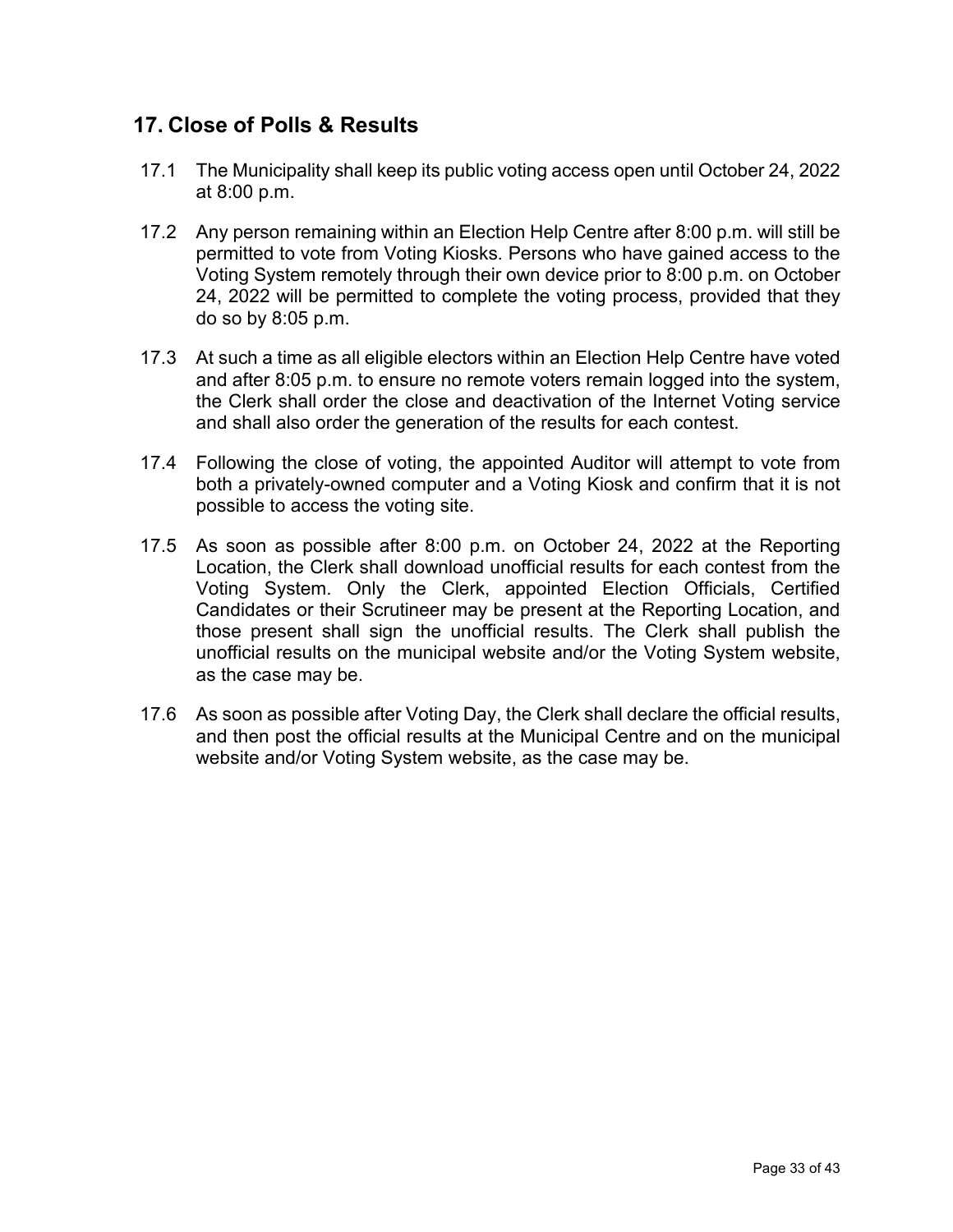## 17. Close of Polls & Results

17.1 The Municipality shall keep its public voting access open until October 24, 2022 at 8:00 p.m.

17.2 Any person remaining within an Election Help Centre after 8:00 p.m. will still be permitted to vote from Voting Kiosks. Persons who have gained access to the Voting System remotely through their own device prior to 8:00 p.m. on October 24, 2022 will be permitted to complete the voting process, provided that they do so by 8:05 p.m.

17.3 At such a time as all eligible electors within an Election Help Centre have voted and after 8:05 p.m. to ensure no remote voters remain logged into the system, the Clerk shall order the close and deactivation of the Internet Voting service and shall also order the generation of the results for each contest.

17.4 Following the close of voting, the appointed Auditor will attempt to vote from both a privately-owned computer and a Voting Kiosk and confirm that it is not possible to access the voting site.

17.5 As soon as possible after 8:00 p.m. on October 24, 2022 at the Reporting Location, the Clerk shall download unofficial results for each contest from the Voting System. Only the Clerk, appointed Election Officials, Certified Candidates or their Scrutineer may be present at the Reporting Location, and those present shall sign the unofficial results. The Clerk shall publish the unofficial results on the municipal website and/or the Voting System website, as the case may be.

17.6 As soon as possible after Voting Day, the Clerk shall declare the official results, and then post the official results at the Municipal Centre and on the municipal website and/or Voting System website, as the case may be.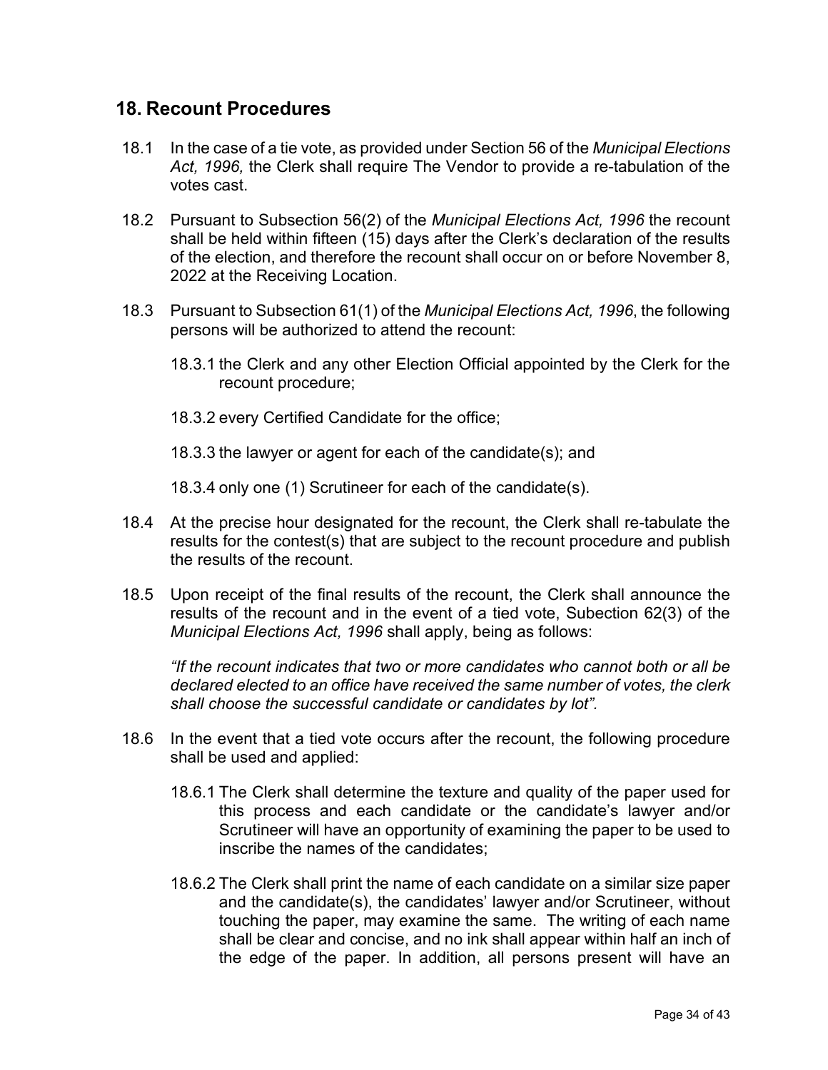## 18. Recount Procedures

18.1 In the case of a tie vote, as provided under Section 56 of the *Municipal Elections Act, 1996,* the Clerk shall require The Vendor to provide a re-tabulation of the votes cast.

18.2 Pursuant to Subsection 56(2) of the *Municipal Elections Act, 1996* the recount shall be held within fifteen (15) days after the Clerk's declaration of the results of the election, and therefore the recount shall occur on or before November 8, 2022 at the Receiving Location.

18.3 Pursuant to Subsection 61(1) of the *Municipal Elections Act, 1996*, the following persons will be authorized to attend the recount:

18.3.1 the Clerk and any other Election Official appointed by the Clerk for the recount procedure;

18.3.2 every Certified Candidate for the office;

18.3.3 the lawyer or agent for each of the candidate(s); and

18.3.4 only one (1) Scrutineer for each of the candidate(s).

18.4 At the precise hour designated for the recount, the Clerk shall re-tabulate the results for the contest(s) that are subject to the recount procedure and publish the results of the recount.

18.5 Upon receipt of the final results of the recount, the Clerk shall announce the results of the recount and in the event of a tied vote, Subection 62(3) of the *Municipal Elections Act, 1996* shall apply, being as follows:

*"If the recount indicates that two or more candidates who cannot both or all be declared elected to an office have received the same number of votes, the clerk shall choose the successful candidate or candidates by lot".*

18.6 In the event that a tied vote occurs after the recount, the following procedure shall be used and applied:

18.6.1 The Clerk shall determine the texture and quality of the paper used for this process and each candidate or the candidate's lawyer and/or Scrutineer will have an opportunity of examining the paper to be used to inscribe the names of the candidates;

18.6.2 The Clerk shall print the name of each candidate on a similar size paper and the candidate(s), the candidates' lawyer and/or Scrutineer, without touching the paper, may examine the same. The writing of each name shall be clear and concise, and no ink shall appear within half an inch of the edge of the paper. In addition, all persons present will have an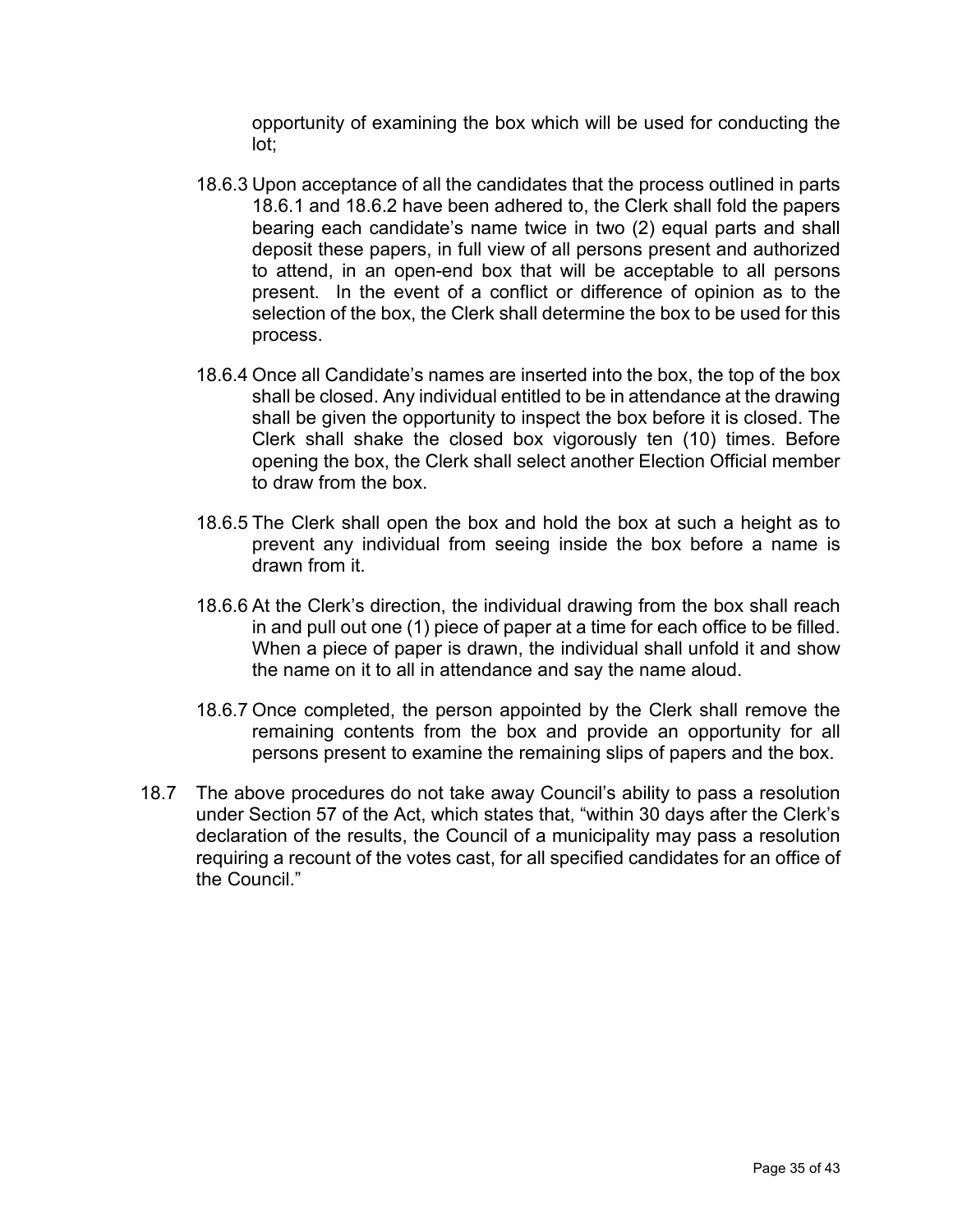opportunity of examining the box which will be used for conducting the lot;

18.6.3 Upon acceptance of all the candidates that the process outlined in parts 18.6.1 and 18.6.2 have been adhered to, the Clerk shall fold the papers bearing each candidate's name twice in two (2) equal parts and shall deposit these papers, in full view of all persons present and authorized to attend, in an open-end box that will be acceptable to all persons present. In the event of a conflict or difference of opinion as to the selection of the box, the Clerk shall determine the box to be used for this process.

18.6.4 Once all Candidate's names are inserted into the box, the top of the box shall be closed. Any individual entitled to be in attendance at the drawing shall be given the opportunity to inspect the box before it is closed. The Clerk shall shake the closed box vigorously ten (10) times. Before opening the box, the Clerk shall select another Election Official member to draw from the box.

18.6.5 The Clerk shall open the box and hold the box at such a height as to prevent any individual from seeing inside the box before a name is drawn from it.

18.6.6 At the Clerk's direction, the individual drawing from the box shall reach in and pull out one (1) piece of paper at a time for each office to be filled. When a piece of paper is drawn, the individual shall unfold it and show the name on it to all in attendance and say the name aloud.

18.6.7 Once completed, the person appointed by the Clerk shall remove the remaining contents from the box and provide an opportunity for all persons present to examine the remaining slips of papers and the box.

18.7 The above procedures do not take away Council's ability to pass a resolution under Section 57 of the Act, which states that, "within 30 days after the Clerk's declaration of the results, the Council of a municipality may pass a resolution requiring a recount of the votes cast, for all specified candidates for an office of the Council."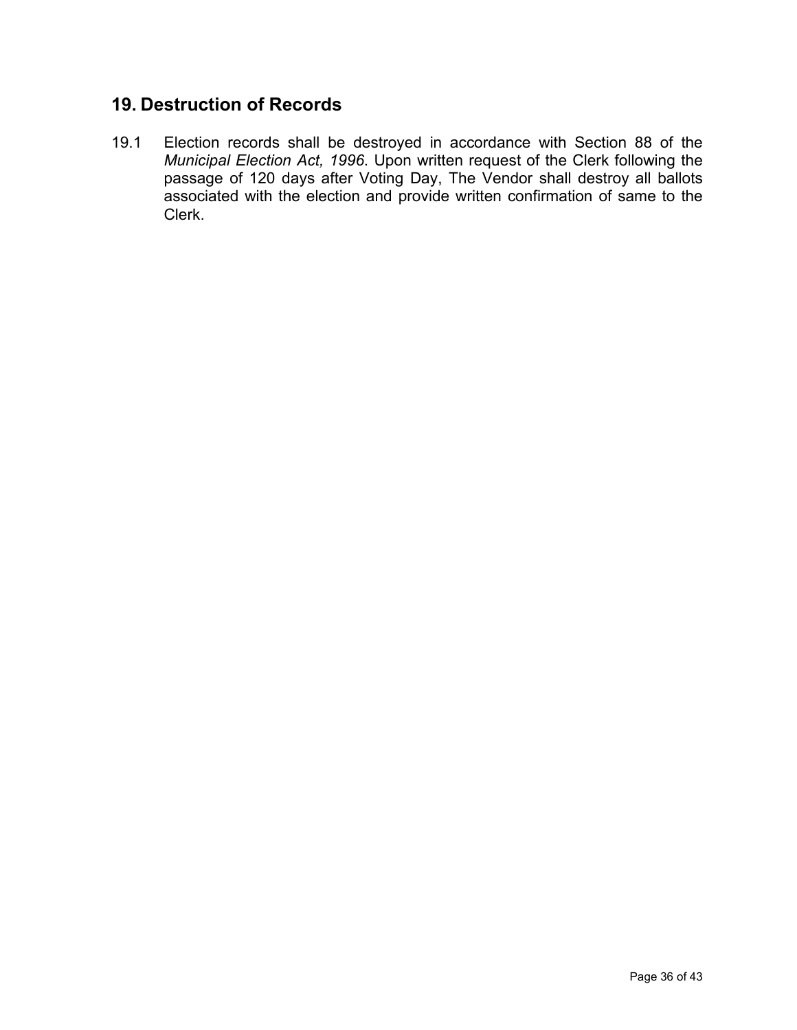## 19. Destruction of Records

19.1 Election records shall be destroyed in accordance with Section 88 of the *Municipal Election Act, 1996*. Upon written request of the Clerk following the passage of 120 days after Voting Day, The Vendor shall destroy all ballots associated with the election and provide written confirmation of same to the Clerk.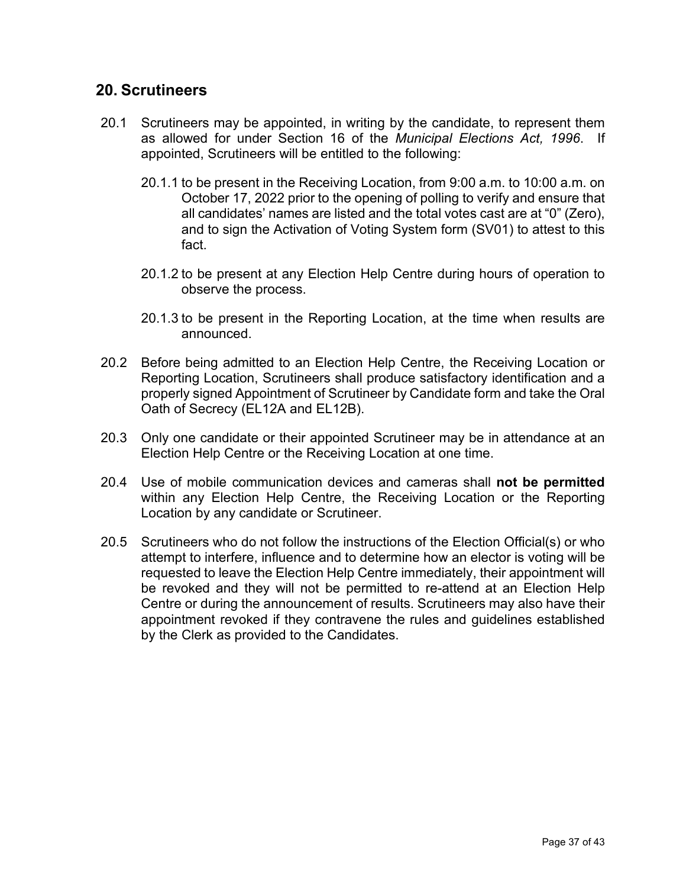## 20. Scrutineers

20.1 Scrutineers may be appointed, in writing by the candidate, to represent them as allowed for under Section 16 of the *Municipal Elections Act, 1996*. If appointed, Scrutineers will be entitled to the following:

20.1.1 to be present in the Receiving Location, from 9:00 a.m. to 10:00 a.m. on October 17, 2022 prior to the opening of polling to verify and ensure that all candidates' names are listed and the total votes cast are at "0" (Zero), and to sign the Activation of Voting System form (SV01) to attest to this fact.

20.1.2 to be present at any Election Help Centre during hours of operation to observe the process.

20.1.3 to be present in the Reporting Location, at the time when results are announced.

20.2 Before being admitted to an Election Help Centre, the Receiving Location or Reporting Location, Scrutineers shall produce satisfactory identification and a properly signed Appointment of Scrutineer by Candidate form and take the Oral Oath of Secrecy (EL12A and EL12B).

20.3 Only one candidate or their appointed Scrutineer may be in attendance at an Election Help Centre or the Receiving Location at one time.

20.4 Use of mobile communication devices and cameras shall **not be permitted** within any Election Help Centre, the Receiving Location or the Reporting Location by any candidate or Scrutineer.

20.5 Scrutineers who do not follow the instructions of the Election Official(s) or who attempt to interfere, influence and to determine how an elector is voting will be requested to leave the Election Help Centre immediately, their appointment will be revoked and they will not be permitted to re-attend at an Election Help Centre or during the announcement of results. Scrutineers may also have their appointment revoked if they contravene the rules and guidelines established by the Clerk as provided to the Candidates.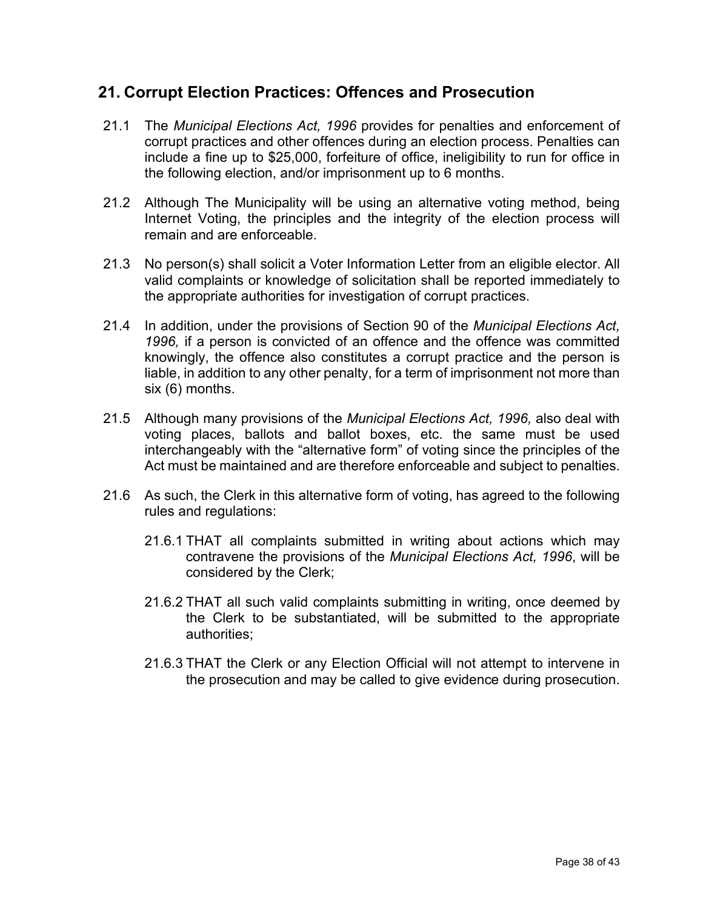## 21. Corrupt Election Practices: Offences and Prosecution

21.1 The *Municipal Elections Act, 1996* provides for penalties and enforcement of corrupt practices and other offences during an election process. Penalties can include a fine up to $25,000, forfeiture of office, ineligibility to run for office in the following election, and/or imprisonment up to 6 months.

21.2 Although The Municipality will be using an alternative voting method, being Internet Voting, the principles and the integrity of the election process will remain and are enforceable.

21.3 No person(s) shall solicit a Voter Information Letter from an eligible elector. All valid complaints or knowledge of solicitation shall be reported immediately to the appropriate authorities for investigation of corrupt practices.

21.4 In addition, under the provisions of Section 90 of the *Municipal Elections Act, 1996,* if a person is convicted of an offence and the offence was committed knowingly, the offence also constitutes a corrupt practice and the person is liable, in addition to any other penalty, for a term of imprisonment not more than six (6) months.

21.5 Although many provisions of the *Municipal Elections Act, 1996,* also deal with voting places, ballots and ballot boxes, etc. the same must be used interchangeably with the "alternative form" of voting since the principles of the Act must be maintained and are therefore enforceable and subject to penalties.

21.6 As such, the Clerk in this alternative form of voting, has agreed to the following rules and regulations:

21.6.1 THAT all complaints submitted in writing about actions which may contravene the provisions of the *Municipal Elections Act, 1996*, will be considered by the Clerk;

21.6.2 THAT all such valid complaints submitting in writing, once deemed by the Clerk to be substantiated, will be submitted to the appropriate authorities;

21.6.3 THAT the Clerk or any Election Official will not attempt to intervene in the prosecution and may be called to give evidence during prosecution.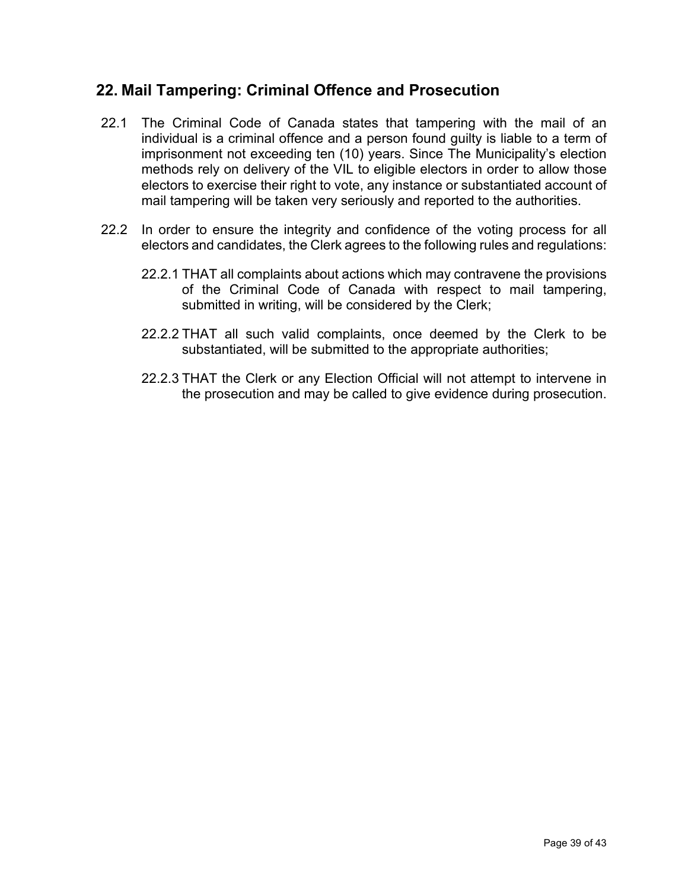## 22. Mail Tampering: Criminal Offence and Prosecution

22.1 The Criminal Code of Canada states that tampering with the mail of an individual is a criminal offence and a person found guilty is liable to a term of imprisonment not exceeding ten (10) years. Since The Municipality's election methods rely on delivery of the VIL to eligible electors in order to allow those electors to exercise their right to vote, any instance or substantiated account of mail tampering will be taken very seriously and reported to the authorities.

22.2 In order to ensure the integrity and confidence of the voting process for all electors and candidates, the Clerk agrees to the following rules and regulations:

22.2.1 THAT all complaints about actions which may contravene the provisions of the Criminal Code of Canada with respect to mail tampering, submitted in writing, will be considered by the Clerk;

22.2.2 THAT all such valid complaints, once deemed by the Clerk to be substantiated, will be submitted to the appropriate authorities;

22.2.3 THAT the Clerk or any Election Official will not attempt to intervene in the prosecution and may be called to give evidence during prosecution.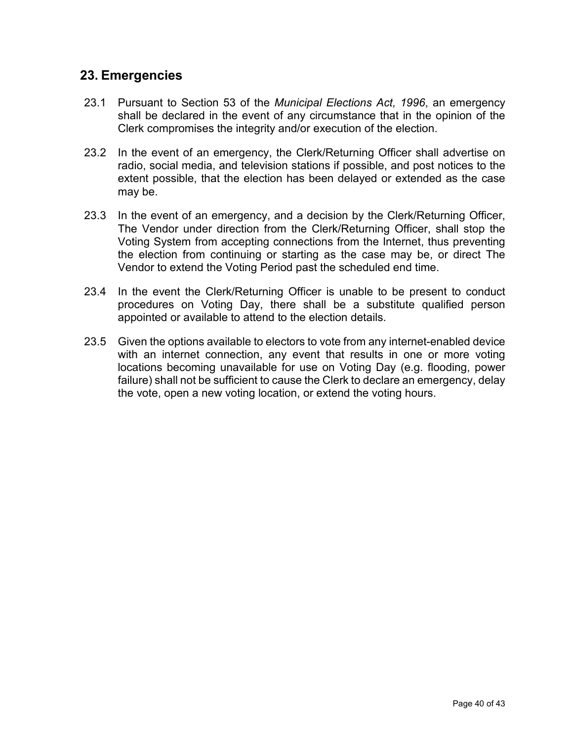## 23. Emergencies

23.1 Pursuant to Section 53 of the *Municipal Elections Act, 1996*, an emergency shall be declared in the event of any circumstance that in the opinion of the Clerk compromises the integrity and/or execution of the election.

23.2 In the event of an emergency, the Clerk/Returning Officer shall advertise on radio, social media, and television stations if possible, and post notices to the extent possible, that the election has been delayed or extended as the case may be.

23.3 In the event of an emergency, and a decision by the Clerk/Returning Officer, The Vendor under direction from the Clerk/Returning Officer, shall stop the Voting System from accepting connections from the Internet, thus preventing the election from continuing or starting as the case may be, or direct The Vendor to extend the Voting Period past the scheduled end time.

23.4 In the event the Clerk/Returning Officer is unable to be present to conduct procedures on Voting Day, there shall be a substitute qualified person appointed or available to attend to the election details.

23.5 Given the options available to electors to vote from any internet-enabled device with an internet connection, any event that results in one or more voting locations becoming unavailable for use on Voting Day (e.g. flooding, power failure) shall not be sufficient to cause the Clerk to declare an emergency, delay the vote, open a new voting location, or extend the voting hours.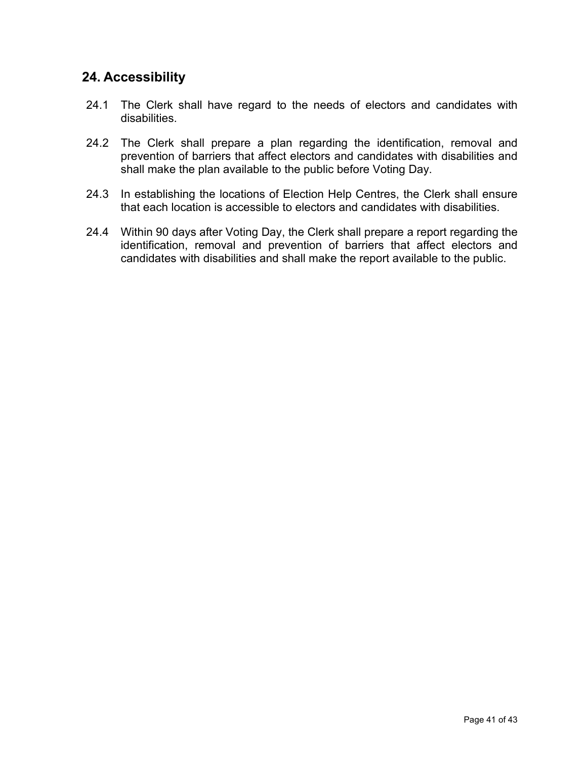## 24. Accessibility

24.1 The Clerk shall have regard to the needs of electors and candidates with disabilities.

24.2 The Clerk shall prepare a plan regarding the identification, removal and prevention of barriers that affect electors and candidates with disabilities and shall make the plan available to the public before Voting Day.

24.3 In establishing the locations of Election Help Centres, the Clerk shall ensure that each location is accessible to electors and candidates with disabilities.

24.4 Within 90 days after Voting Day, the Clerk shall prepare a report regarding the identification, removal and prevention of barriers that affect electors and candidates with disabilities and shall make the report available to the public.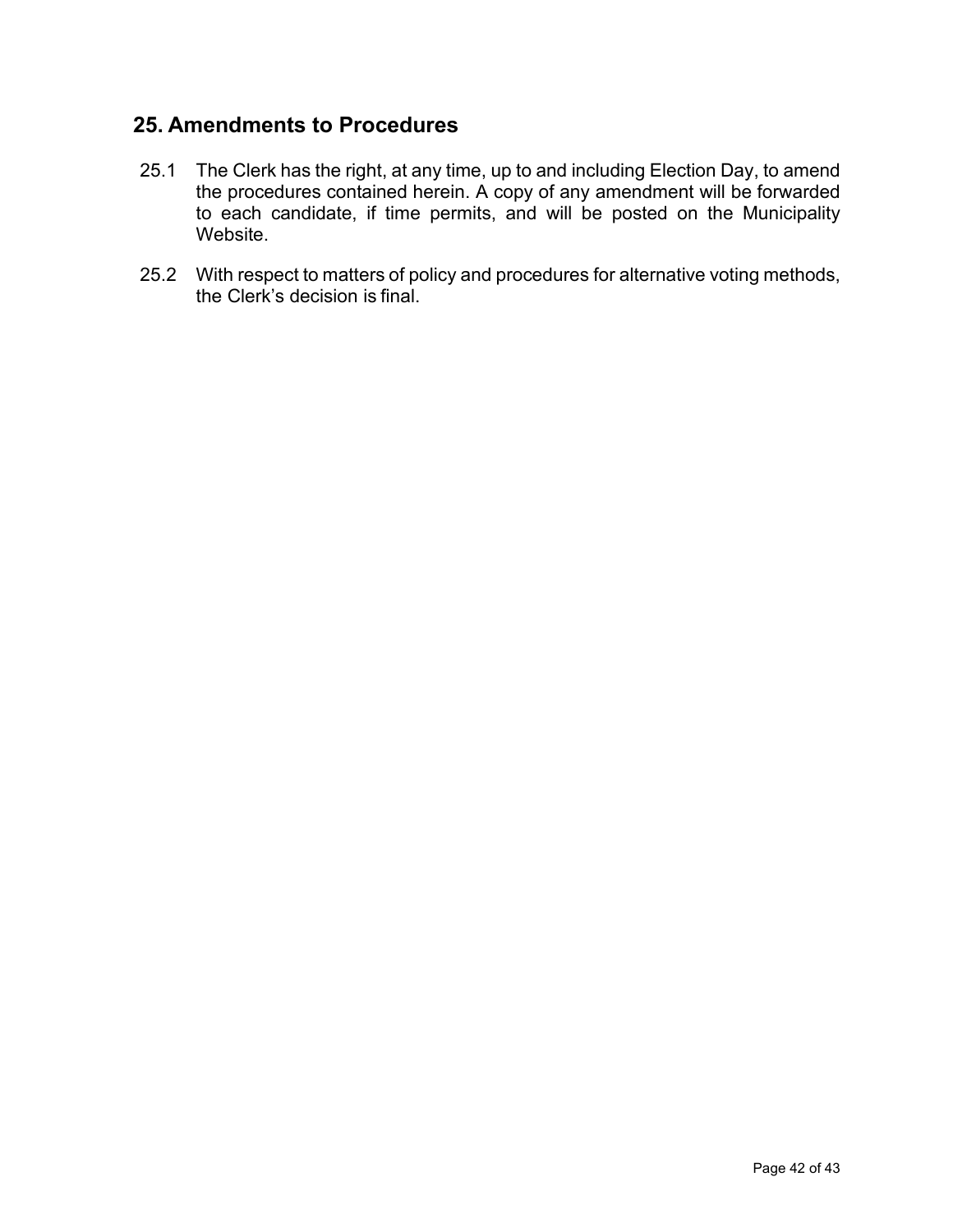## 25. Amendments to Procedures

25.1 The Clerk has the right, at any time, up to and including Election Day, to amend the procedures contained herein. A copy of any amendment will be forwarded to each candidate, if time permits, and will be posted on the Municipality Website.

25.2 With respect to matters of policy and procedures for alternative voting methods, the Clerk's decision is final.